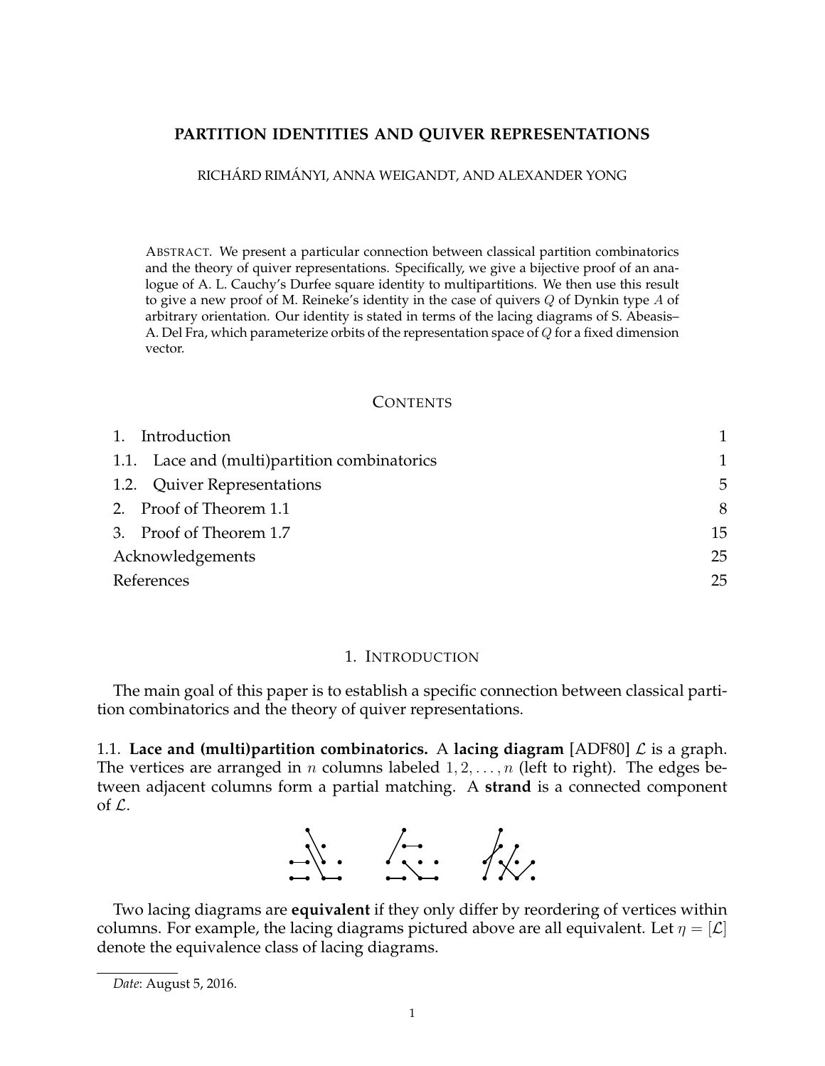# PARTITION IDENTITIES AND QUIVER REPRESENTATIONS

RICHÁRD RIMÁNYI, ANNA WEIGANDT, AND ALEXANDER YONG

ABSTRACT. We present a particular connection between classical partition combinatorics and the theory of quiver representations. Specifically, we give a bijective proof of an analogue of A. L. Cauchy's Durfee square identity to multipartitions. We then use this result to give a new proof of M. Reineke's identity in the case of quivers $Q$ of Dynkin type $A$ of arbitrary orientation. Our identity is stated in terms of the lacing diagrams of S. Abeasis–A. Del Fra, which parameterize orbits of the representation space of $Q$ for a fixed dimension vector.

## CONTENTS

1. Introduction 1
   1.1. Lace and (multi)partition combinatorics 1
   1.2. Quiver Representations 5
2. Proof of Theorem 1.1 8
3. Proof of Theorem 1.7 15

Acknowledgements 25

References 25

## 1. INTRODUCTION

The main goal of this paper is to establish a specific connection between classical partition combinatorics and the theory of quiver representations.

1.1. **Lace and (multi)partition combinatorics.** A **lacing diagram** [ADF80] $\mathcal{L}$ is a graph. The vertices are arranged in $n$ columns labeled $1, 2, \ldots, n$ (left to right). The edges between adjacent columns form a partial matching. A **strand** is a connected component of $\mathcal{L}$.

Two lacing diagrams are **equivalent** if they only differ by reordering of vertices within columns. For example, the lacing diagrams pictured above are all equivalent. Let $\eta = [\mathcal{L}]$ denote the equivalence class of lacing diagrams.

*Date*: August 5, 2016.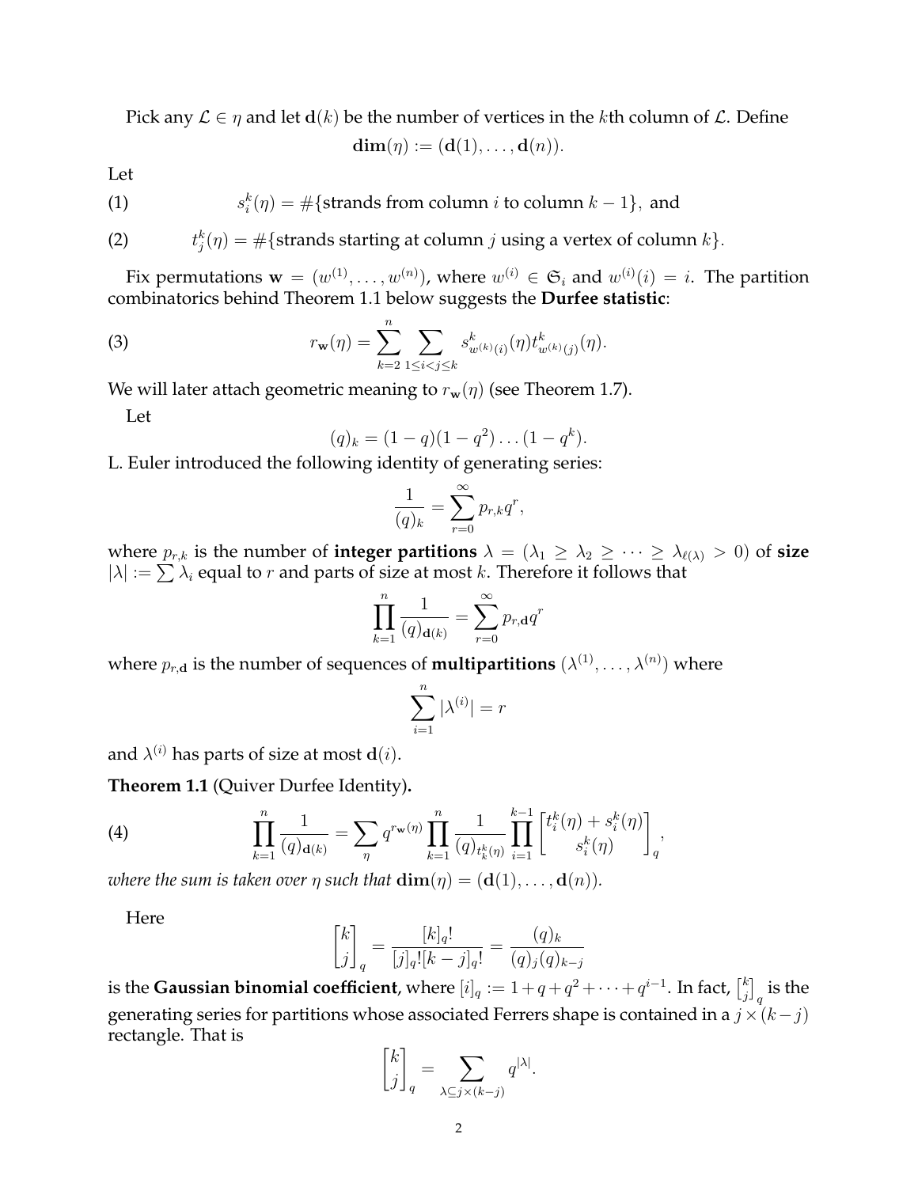Pick any $\mathcal{L} \in \eta$ and let $\mathbf{d}(k)$ be the number of vertices in the $k$th column of $\mathcal{L}$. Define

$$\mathbf{dim}(\eta) := (\mathbf{d}(1), \dots, \mathbf{d}(n)).$$

Let

$$s_i^k(\eta) = \#\{\text{strands from column } i \text{ to column } k-1\}, \text{ and} \tag{1}$$

$$t_j^k(\eta) = \#\{\text{strands starting at column } j \text{ using a vertex of column } k\}. \tag{2}$$

Fix permutations $\mathbf{w} = (w^{(1)}, \dots, w^{(n)})$, where $w^{(i)} \in \mathfrak{S}_i$ and $w^{(i)}(i) = i$. The partition combinatorics behind Theorem 1.1 below suggests the **Durfee statistic**:

$$r_{\mathbf{w}}(\eta) = \sum_{k=2}^{n} \sum_{1 \leq i < j \leq k} s^k_{w^{(k)}(i)}(\eta) t^k_{w^{(k)}(j)}(\eta). \tag{3}$$

We will later attach geometric meaning to $r_{\mathbf{w}}(\eta)$ (see Theorem 1.7).

Let

$$(q)_k = (1-q)(1-q^2)\dots(1-q^k).$$

L. Euler introduced the following identity of generating series:

$$\frac{1}{(q)_k} = \sum_{r=0}^{\infty} p_{r,k} q^r,$$

where $p_{r,k}$ is the number of **integer partitions** $\lambda = (\lambda_1 \geq \lambda_2 \geq \dots \geq \lambda_{\ell(\lambda)} > 0)$ of **size** $|\lambda| := \sum \lambda_i$ equal to $r$ and parts of size at most $k$. Therefore it follows that

$$\prod_{k=1}^{n} \frac{1}{(q)_{\mathbf{d}(k)}} = \sum_{r=0}^{\infty} p_{r,\mathbf{d}} q^r$$

where $p_{r,\mathbf{d}}$ is the number of sequences of **multipartitions** $(\lambda^{(1)}, \dots, \lambda^{(n)})$ where

$$\sum_{i=1}^{n} |\lambda^{(i)}| = r$$

and $\lambda^{(i)}$ has parts of size at most $\mathbf{d}(i)$.

**Theorem 1.1** (Quiver Durfee Identity)**.**

$$\prod_{k=1}^{n} \frac{1}{(q)_{\mathbf{d}(k)}} = \sum_{\eta} q^{r_{\mathbf{w}}(\eta)} \prod_{k=1}^{n} \frac{1}{(q)_{t_k^k(\eta)}} \prod_{i=1}^{k-1} \begin{bmatrix} t_i^k(\eta) + s_i^k(\eta) \\ s_i^k(\eta) \end{bmatrix}_q, \tag{4}$$

*where the sum is taken over $\eta$ such that $\mathbf{dim}(\eta) = (\mathbf{d}(1), \dots, \mathbf{d}(n))$.*

Here

$$\begin{bmatrix} k \\ j \end{bmatrix}_q = \frac{[k]_q!}{[j]_q![k-j]_q!} = \frac{(q)_k}{(q)_j (q)_{k-j}}$$

is the **Gaussian binomial coefficient**, where $[i]_q := 1 + q + q^2 + \dots + q^{i-1}$. In fact, $\begin{bmatrix} k \\ j \end{bmatrix}_q$ is the generating series for partitions whose associated Ferrers shape is contained in a $j \times (k-j)$ rectangle. That is

$$\begin{bmatrix} k \\ j \end{bmatrix}_q = \sum_{\lambda \subseteq j \times (k-j)} q^{|\lambda|}.$$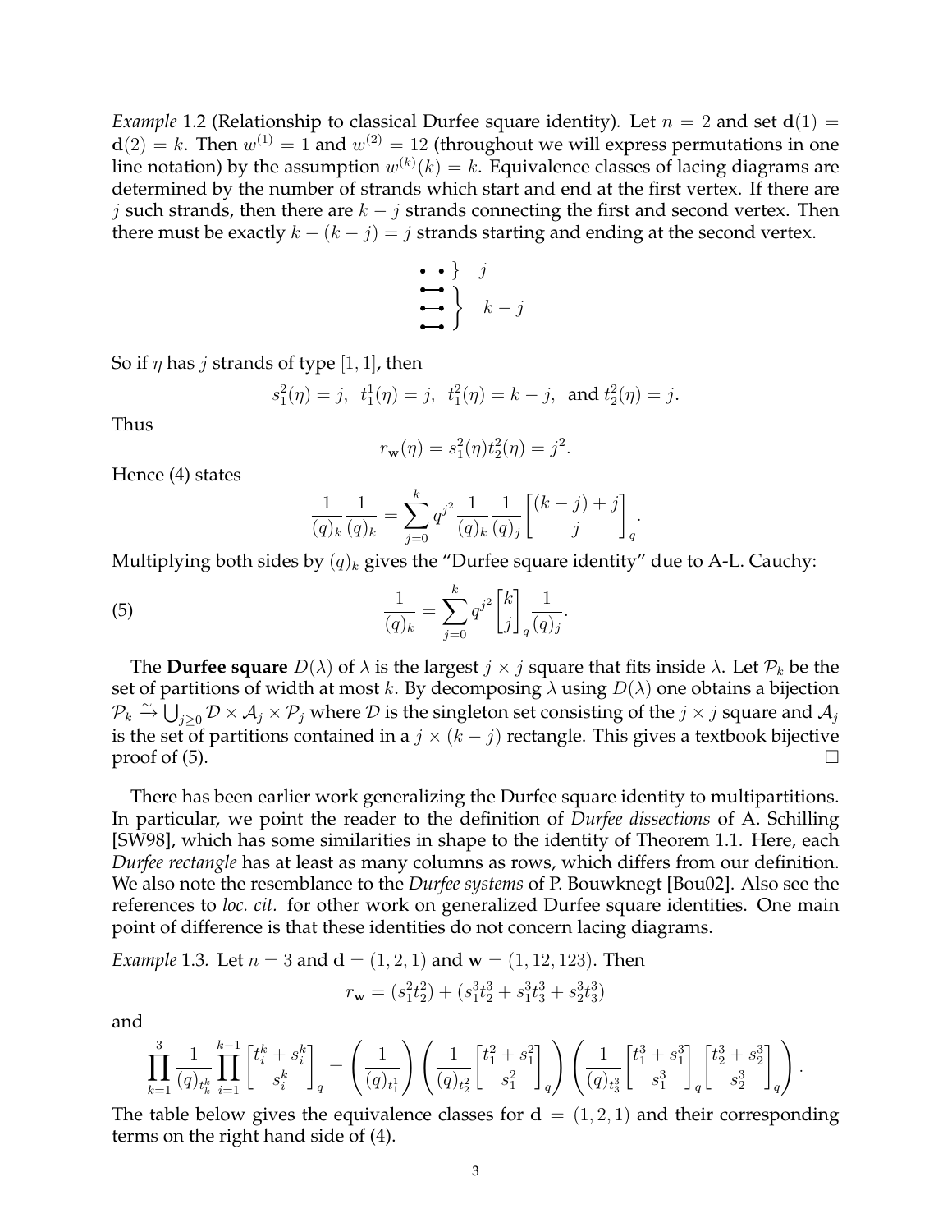*Example* 1.2 (Relationship to classical Durfee square identity). Let $n = 2$ and set $\mathbf{d}(1) = \mathbf{d}(2) = k$. Then $w^{(1)} = 1$ and $w^{(2)} = 12$ (throughout we will express permutations in one line notation) by the assumption $w^{(k)}(k) = k$. Equivalence classes of lacing diagrams are determined by the number of strands which start and end at the first vertex. If there are $j$ such strands, then there are $k - j$ strands connecting the first and second vertex. Then there must be exactly $k - (k - j) = j$ strands starting and ending at the second vertex.

$$\begin{array}{l} \bullet \quad \bullet \;\} \quad j \\ \bullet\!\!-\!\!\bullet \\ \bullet\!\!-\!\!\bullet \; \Big\} \quad k-j \\ \bullet\!\!-\!\!\bullet \end{array}$$

So if $\eta$ has $j$ strands of type $[1, 1]$, then

$$s_1^2(\eta) = j, \;\; t_1^1(\eta) = j, \;\; t_1^2(\eta) = k - j, \;\; \text{and } t_2^2(\eta) = j.$$

Thus

$$r_{\mathbf{w}}(\eta) = s_1^2(\eta) t_2^2(\eta) = j^2.$$

Hence (4) states

$$\frac{1}{(q)_k} \frac{1}{(q)_k} = \sum_{j=0}^{k} q^{j^2} \frac{1}{(q)_k} \frac{1}{(q)_j} \begin{bmatrix} (k-j) + j \\ j \end{bmatrix}_q .$$

Multiplying both sides by $(q)_k$ gives the "Durfee square identity" due to A-L. Cauchy:

$$\frac{1}{(q)_k} = \sum_{j=0}^{k} q^{j^2} \begin{bmatrix} k \\ j \end{bmatrix}_q \frac{1}{(q)_j}. \tag{5}$$

The **Durfee square** $D(\lambda)$ of $\lambda$ is the largest $j \times j$ square that fits inside $\lambda$. Let $\mathcal{P}_k$ be the set of partitions of width at most $k$. By decomposing $\lambda$ using $D(\lambda)$ one obtains a bijection $\mathcal{P}_k \xrightarrow{\sim} \bigcup_{j \geq 0} \mathcal{D} \times \mathcal{A}_j \times \mathcal{P}_j$ where $\mathcal{D}$ is the singleton set consisting of the $j \times j$ square and $\mathcal{A}_j$ is the set of partitions contained in a $j \times (k - j)$ rectangle. This gives a textbook bijective proof of (5). $\square$

There has been earlier work generalizing the Durfee square identity to multipartitions. In particular, we point the reader to the definition of *Durfee dissections* of A. Schilling [SW98], which has some similarities in shape to the identity of Theorem 1.1. Here, each *Durfee rectangle* has at least as many columns as rows, which differs from our definition. We also note the resemblance to the *Durfee systems* of P. Bouwknegt [Bou02]. Also see the references to *loc. cit.* for other work on generalized Durfee square identities. One main point of difference is that these identities do not concern lacing diagrams.

*Example* 1.3. Let $n = 3$ and $\mathbf{d} = (1, 2, 1)$ and $\mathbf{w} = (1, 12, 123)$. Then

$$r_{\mathbf{w}} = (s_1^2 t_2^2) + (s_1^3 t_2^3 + s_1^3 t_3^3 + s_2^3 t_3^3)$$

and

$$\prod_{k=1}^{3} \frac{1}{(q)_{t_k^k}} \prod_{i=1}^{k-1} \begin{bmatrix} t_i^k + s_i^k \\ s_i^k \end{bmatrix}_q = \left( \frac{1}{(q)_{t_1^1}} \right) \left( \frac{1}{(q)_{t_2^2}} \begin{bmatrix} t_1^2 + s_1^2 \\ s_1^2 \end{bmatrix}_q \right) \left( \frac{1}{(q)_{t_3^3}} \begin{bmatrix} t_1^3 + s_1^3 \\ s_1^3 \end{bmatrix}_q \begin{bmatrix} t_2^3 + s_2^3 \\ s_2^3 \end{bmatrix}_q \right).$$

The table below gives the equivalence classes for $\mathbf{d} = (1, 2, 1)$ and their corresponding terms on the right hand side of (4).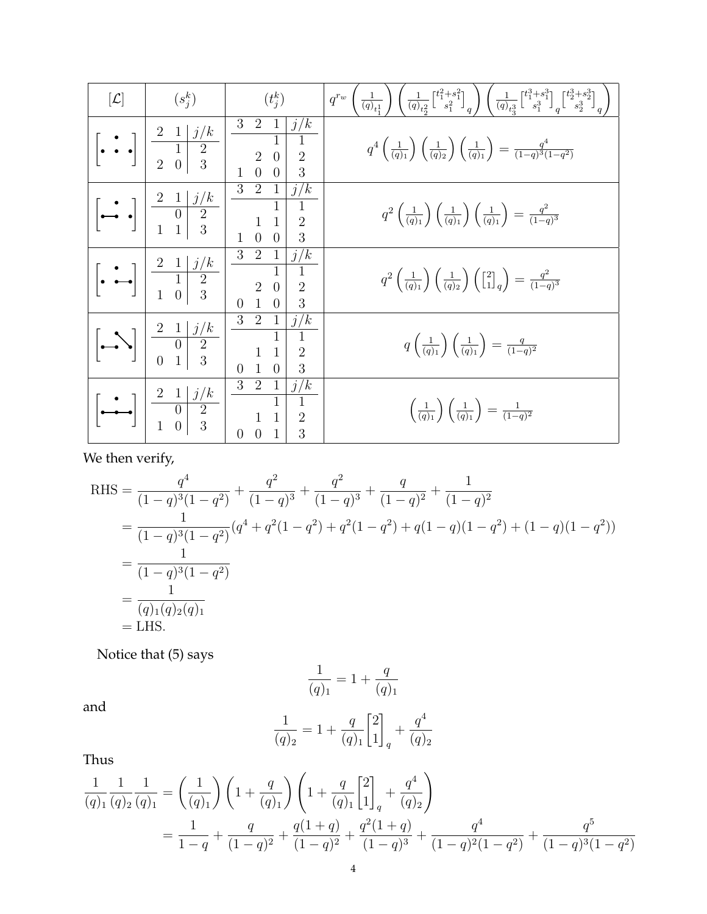| $[\mathcal{L}]$ | $(s_j^k)$ | $(t_j^k)$ | $q^{r_w}\left(\frac{1}{(q)_{t_1^1}}\right)\left(\frac{1}{(q)_{t_2^2}}\begin{bmatrix}t_1^2+s_1^2\\ s_1^2\end{bmatrix}_q\right)\left(\frac{1}{(q)_{t_3^3}}\begin{bmatrix}t_1^3+s_1^3\\ s_1^3\end{bmatrix}_q\begin{bmatrix}t_2^3+s_2^3\\ s_2^3\end{bmatrix}_q\right)$ |
|---|---|---|---|
| $\left[\begin{smallmatrix} & \bullet & \\ \bullet & & \bullet \end{smallmatrix}\right]$ | $\begin{array}{cc\|c} 2 & 1 & j/k \\ \hline & 1 & 2 \\ 2 & 0 & 3 \end{array}$ | $\begin{array}{ccc\|c} 3 & 2 & 1 & j/k \\ \hline & & 1 & 1 \\ & 2 & 0 & 2 \\ 1 & 0 & 0 & 3 \end{array}$ | $q^4\left(\frac{1}{(q)_1}\right)\left(\frac{1}{(q)_2}\right)\left(\frac{1}{(q)_1}\right) = \frac{q^4}{(1-q)^3(1-q^2)}$ |
| $\left[\begin{smallmatrix} & \bullet & \\ \bullet\!\!-\!\!- & & \bullet \end{smallmatrix}\right]$ | $\begin{array}{cc\|c} 2 & 1 & j/k \\ \hline & 0 & 2 \\ 1 & 1 & 3 \end{array}$ | $\begin{array}{ccc\|c} 3 & 2 & 1 & j/k \\ \hline & & 1 & 1 \\ & 1 & 1 & 2 \\ 1 & 0 & 0 & 3 \end{array}$ | $q^2\left(\frac{1}{(q)_1}\right)\left(\frac{1}{(q)_1}\right)\left(\frac{1}{(q)_1}\right) = \frac{q^2}{(1-q)^3}$ |
| $\left[\begin{smallmatrix} & \bullet & \\ \bullet & & \!\!-\!\!-\bullet \end{smallmatrix}\right]$ | $\begin{array}{cc\|c} 2 & 1 & j/k \\ \hline & 1 & 2 \\ 1 & 0 & 3 \end{array}$ | $\begin{array}{ccc\|c} 3 & 2 & 1 & j/k \\ \hline & & 1 & 1 \\ & 2 & 0 & 2 \\ 0 & 1 & 0 & 3 \end{array}$ | $q^2\left(\frac{1}{(q)_1}\right)\left(\frac{1}{(q)_2}\right)\left(\begin{bmatrix}2\\1\end{bmatrix}_q\right) = \frac{q^2}{(1-q)^3}$ |
| $\left[\begin{smallmatrix} & \bullet\!\!\searrow & \\ \bullet\!\!-\!\!- & & \bullet \end{smallmatrix}\right]$ | $\begin{array}{cc\|c} 2 & 1 & j/k \\ \hline & 0 & 2 \\ 0 & 1 & 3 \end{array}$ | $\begin{array}{ccc\|c} 3 & 2 & 1 & j/k \\ \hline & & 1 & 1 \\ & 1 & 1 & 2 \\ 0 & 1 & 0 & 3 \end{array}$ | $q\left(\frac{1}{(q)_1}\right)\left(\frac{1}{(q)_1}\right) = \frac{q}{(1-q)^2}$ |
| $\left[\begin{smallmatrix} & \bullet & \\ \bullet\!\!-\!\!- & \!\!-\!\!- & \bullet \end{smallmatrix}\right]$ | $\begin{array}{cc\|c} 2 & 1 & j/k \\ \hline & 0 & 2 \\ 1 & 0 & 3 \end{array}$ | $\begin{array}{ccc\|c} 3 & 2 & 1 & j/k \\ \hline & & 1 & 1 \\ & 1 & 1 & 2 \\ 0 & 0 & 1 & 3 \end{array}$ | $\left(\frac{1}{(q)_1}\right)\left(\frac{1}{(q)_1}\right) = \frac{1}{(1-q)^2}$ |

We then verify,

$$
\begin{aligned}
\text{RHS} &= \frac{q^4}{(1-q)^3(1-q^2)} + \frac{q^2}{(1-q)^3} + \frac{q^2}{(1-q)^3} + \frac{q}{(1-q)^2} + \frac{1}{(1-q)^2} \\
&= \frac{1}{(1-q)^3(1-q^2)}(q^4 + q^2(1-q^2) + q^2(1-q^2) + q(1-q)(1-q^2) + (1-q)(1-q^2)) \\
&= \frac{1}{(1-q)^3(1-q^2)} \\
&= \frac{1}{(q)_1(q)_2(q)_1} \\
&= \text{LHS}.
\end{aligned}
$$

Notice that (5) says

$$\frac{1}{(q)_1} = 1 + \frac{q}{(q)_1}$$

and

$$\frac{1}{(q)_2} = 1 + \frac{q}{(q)_1}\begin{bmatrix}2\\1\end{bmatrix}_q + \frac{q^4}{(q)_2}$$

Thus

$$
\begin{aligned}
\frac{1}{(q)_1}\frac{1}{(q)_2}\frac{1}{(q)_1} &= \left(\frac{1}{(q)_1}\right)\left(1 + \frac{q}{(q)_1}\right)\left(1 + \frac{q}{(q)_1}\begin{bmatrix}2\\1\end{bmatrix}_q + \frac{q^4}{(q)_2}\right) \\
&= \frac{1}{1-q} + \frac{q}{(1-q)^2} + \frac{q(1+q)}{(1-q)^2} + \frac{q^2(1+q)}{(1-q)^3} + \frac{q^4}{(1-q)^2(1-q^2)} + \frac{q^5}{(1-q)^3(1-q^2)}
\end{aligned}
$$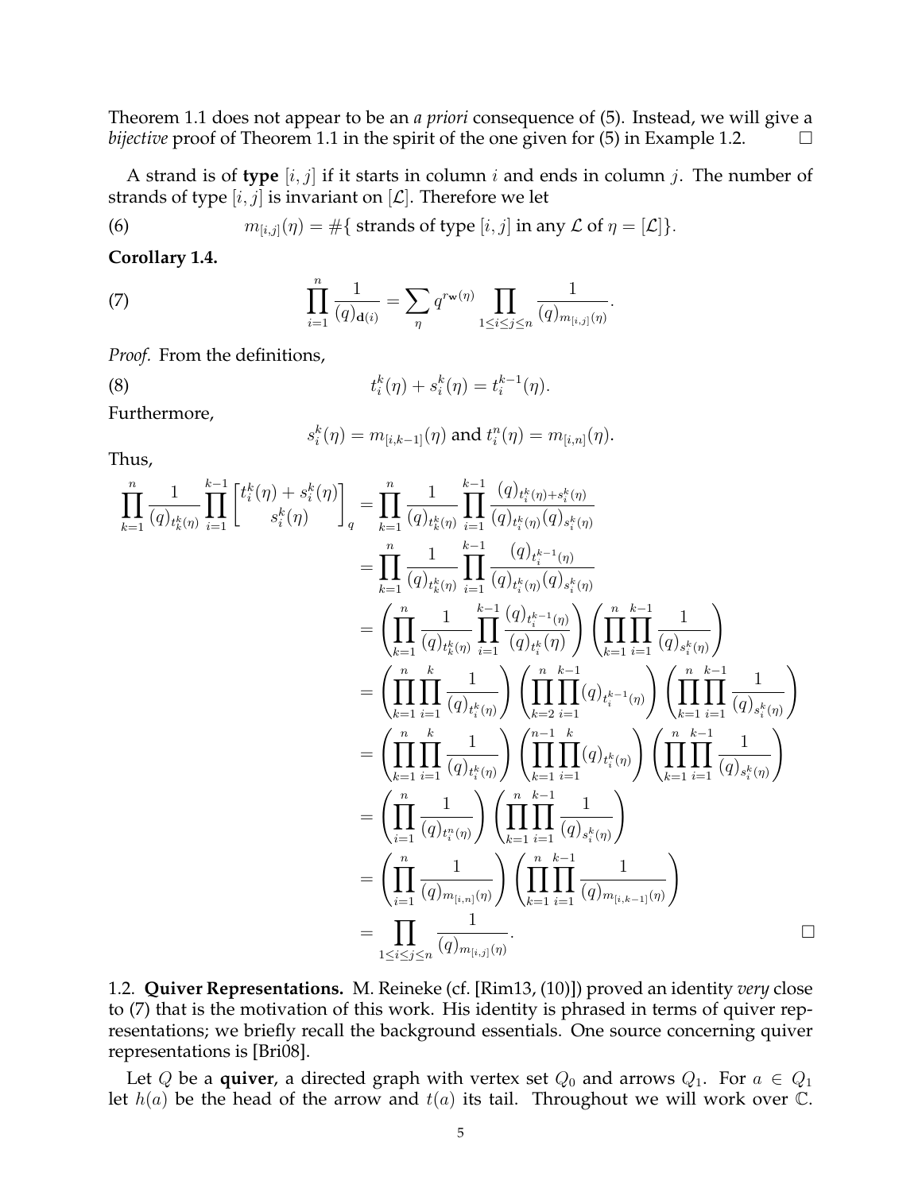Theorem 1.1 does not appear to be an *a priori* consequence of (5). Instead, we will give a *bijective* proof of Theorem 1.1 in the spirit of the one given for (5) in Example 1.2. □

A strand is of **type** $[i,j]$ if it starts in column $i$ and ends in column $j$. The number of strands of type $[i,j]$ is invariant on $[\mathcal{L}]$. Therefore we let

$$m_{[i,j]}(\eta) = \#\{ \text{ strands of type } [i,j] \text{ in any } \mathcal{L} \text{ of } \eta = [\mathcal{L}]\}. \tag{6}$$

**Corollary 1.4.**

$$\prod_{i=1}^{n} \frac{1}{(q)_{\mathbf{d}(i)}} = \sum_{\eta} q^{r_{\mathbf{w}}(\eta)} \prod_{1\leq i\leq j\leq n} \frac{1}{(q)_{m_{[i,j]}(\eta)}}. \tag{7}$$

*Proof.* From the definitions,

$$t_i^k(\eta) + s_i^k(\eta) = t_i^{k-1}(\eta). \tag{8}$$

Furthermore,

$$s_i^k(\eta) = m_{[i,k-1]}(\eta) \text{ and } t_i^n(\eta) = m_{[i,n]}(\eta).$$

Thus,

$$\begin{aligned}
\prod_{k=1}^{n} \frac{1}{(q)_{t_k^k(\eta)}} \prod_{i=1}^{k-1} \begin{bmatrix} t_i^k(\eta) + s_i^k(\eta) \\ s_i^k(\eta) \end{bmatrix}_q &= \prod_{k=1}^{n} \frac{1}{(q)_{t_k^k(\eta)}} \prod_{i=1}^{k-1} \frac{(q)_{t_i^k(\eta)+s_i^k(\eta)}}{(q)_{t_i^k(\eta)}(q)_{s_i^k(\eta)}} \\
&= \prod_{k=1}^{n} \frac{1}{(q)_{t_k^k(\eta)}} \prod_{i=1}^{k-1} \frac{(q)_{t_i^{k-1}(\eta)}}{(q)_{t_i^k(\eta)}(q)_{s_i^k(\eta)}} \\
&= \left( \prod_{k=1}^{n} \frac{1}{(q)_{t_k^k(\eta)}} \prod_{i=1}^{k-1} \frac{(q)_{t_i^{k-1}(\eta)}}{(q)_{t_i^k(\eta)}} \right) \left( \prod_{k=1}^{n} \prod_{i=1}^{k-1} \frac{1}{(q)_{s_i^k(\eta)}} \right) \\
&= \left( \prod_{k=1}^{n} \prod_{i=1}^{k} \frac{1}{(q)_{t_i^k(\eta)}} \right) \left( \prod_{k=2}^{n} \prod_{i=1}^{k-1} (q)_{t_i^{k-1}(\eta)} \right) \left( \prod_{k=1}^{n} \prod_{i=1}^{k-1} \frac{1}{(q)_{s_i^k(\eta)}} \right) \\
&= \left( \prod_{k=1}^{n} \prod_{i=1}^{k} \frac{1}{(q)_{t_i^k(\eta)}} \right) \left( \prod_{k=1}^{n-1} \prod_{i=1}^{k} (q)_{t_i^{k}(\eta)} \right) \left( \prod_{k=1}^{n} \prod_{i=1}^{k-1} \frac{1}{(q)_{s_i^k(\eta)}} \right) \\
&= \left( \prod_{i=1}^{n} \frac{1}{(q)_{t_i^n(\eta)}} \right) \left( \prod_{k=1}^{n} \prod_{i=1}^{k-1} \frac{1}{(q)_{s_i^k(\eta)}} \right) \\
&= \left( \prod_{i=1}^{n} \frac{1}{(q)_{m_{[i,n]}(\eta)}} \right) \left( \prod_{k=1}^{n} \prod_{i=1}^{k-1} \frac{1}{(q)_{m_{[i,k-1]}(\eta)}} \right) \\
&= \prod_{1\leq i\leq j\leq n} \frac{1}{(q)_{m_{[i,j]}(\eta)}}.
\end{aligned}$$

□

## 1.2. Quiver Representations.

M. Reineke (cf. [Rim13, (10)]) proved an identity *very* close to (7) that is the motivation of this work. His identity is phrased in terms of quiver representations; we briefly recall the background essentials. One source concerning quiver representations is [Bri08].

Let $Q$ be a **quiver**, a directed graph with vertex set $Q_0$ and arrows $Q_1$. For $a \in Q_1$ let $h(a)$ be the head of the arrow and $t(a)$ its tail. Throughout we will work over $\mathbb{C}$.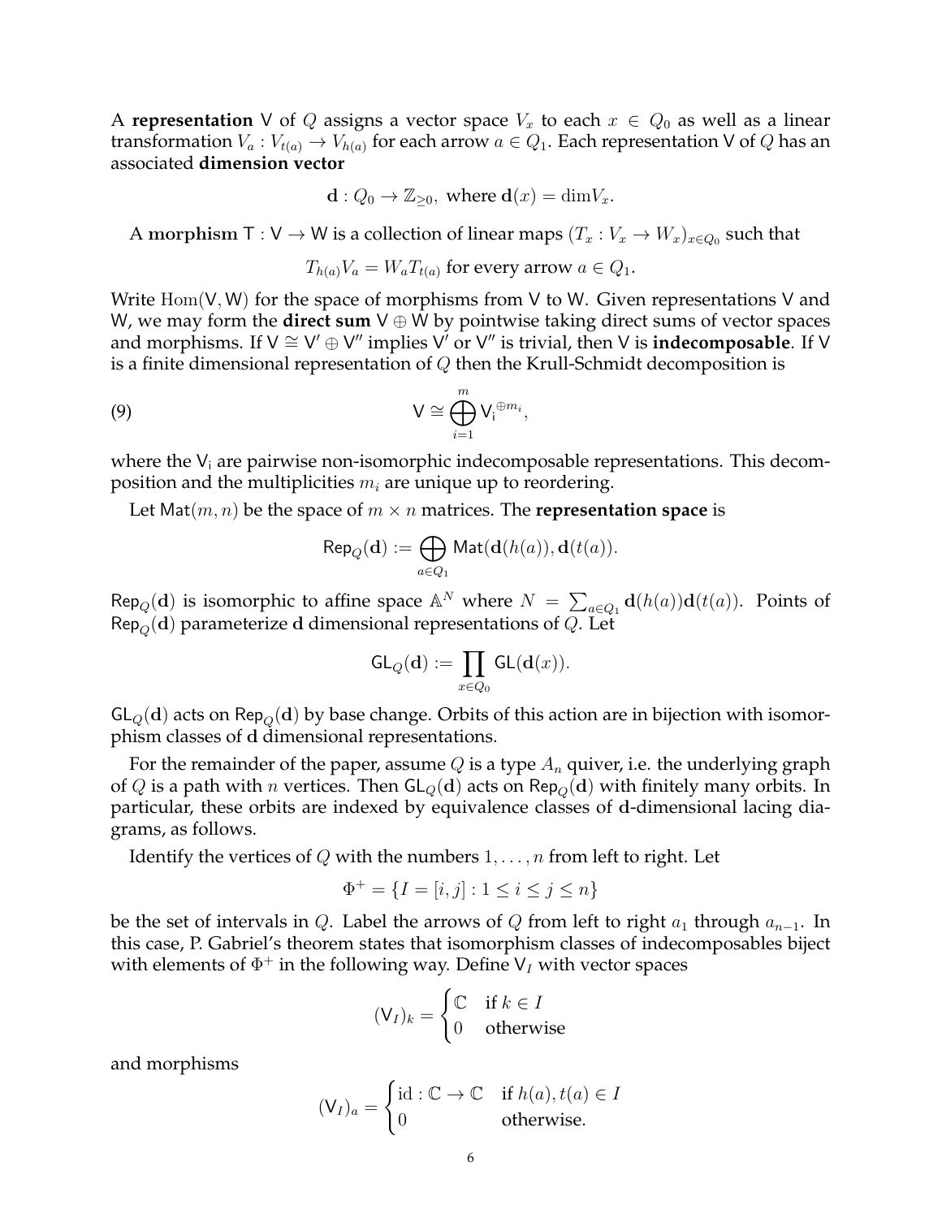A **representation** $\mathsf{V}$ of $Q$ assigns a vector space $V_x$ to each $x \in Q_0$ as well as a linear transformation $V_a : V_{t(a)} \to V_{h(a)}$ for each arrow $a \in Q_1$. Each representation $\mathsf{V}$ of $Q$ has an associated **dimension vector**

$$\mathbf{d} : Q_0 \to \mathbb{Z}_{\geq 0}, \text{ where } \mathbf{d}(x) = \dim V_x.$$

A **morphism** $\mathsf{T} : \mathsf{V} \to \mathsf{W}$ is a collection of linear maps $(T_x : V_x \to W_x)_{x \in Q_0}$ such that

$$T_{h(a)} V_a = W_a T_{t(a)} \text{ for every arrow } a \in Q_1.$$

Write $\mathrm{Hom}(\mathsf{V}, \mathsf{W})$ for the space of morphisms from $\mathsf{V}$ to $\mathsf{W}$. Given representations $\mathsf{V}$ and $\mathsf{W}$, we may form the **direct sum** $\mathsf{V} \oplus \mathsf{W}$ by pointwise taking direct sums of vector spaces and morphisms. If $\mathsf{V} \cong \mathsf{V}' \oplus \mathsf{V}''$ implies $\mathsf{V}'$ or $\mathsf{V}''$ is trivial, then $\mathsf{V}$ is **indecomposable**. If $\mathsf{V}$ is a finite dimensional representation of $Q$ then the Krull-Schmidt decomposition is

$$\mathsf{V} \cong \bigoplus_{i=1}^{m} \mathsf{V_i}^{\oplus m_i}, \tag{9}$$

where the $\mathsf{V_i}$ are pairwise non-isomorphic indecomposable representations. This decomposition and the multiplicities $m_i$ are unique up to reordering.

Let $\mathsf{Mat}(m, n)$ be the space of $m \times n$ matrices. The **representation space** is

$$\mathsf{Rep}_Q(\mathbf{d}) := \bigoplus_{a \in Q_1} \mathsf{Mat}(\mathbf{d}(h(a)), \mathbf{d}(t(a))).$$

$\mathsf{Rep}_Q(\mathbf{d})$ is isomorphic to affine space $\mathbb{A}^N$ where $N = \sum_{a \in Q_1} \mathbf{d}(h(a))\mathbf{d}(t(a))$. Points of $\mathsf{Rep}_Q(\mathbf{d})$ parameterize $\mathbf{d}$ dimensional representations of $Q$. Let

$$\mathsf{GL}_Q(\mathbf{d}) := \prod_{x \in Q_0} \mathsf{GL}(\mathbf{d}(x)).$$

$\mathsf{GL}_Q(\mathbf{d})$ acts on $\mathsf{Rep}_Q(\mathbf{d})$ by base change. Orbits of this action are in bijection with isomorphism classes of $\mathbf{d}$ dimensional representations.

For the remainder of the paper, assume $Q$ is a type $A_n$ quiver, i.e. the underlying graph of $Q$ is a path with $n$ vertices. Then $\mathsf{GL}_Q(\mathbf{d})$ acts on $\mathsf{Rep}_Q(\mathbf{d})$ with finitely many orbits. In particular, these orbits are indexed by equivalence classes of $\mathbf{d}$-dimensional lacing diagrams, as follows.

Identify the vertices of $Q$ with the numbers $1, \ldots, n$ from left to right. Let

$$\Phi^+ = \{I = [i, j] : 1 \leq i \leq j \leq n\}$$

be the set of intervals in $Q$. Label the arrows of $Q$ from left to right $a_1$ through $a_{n-1}$. In this case, P. Gabriel's theorem states that isomorphism classes of indecomposables biject with elements of $\Phi^+$ in the following way. Define $\mathsf{V}_I$ with vector spaces

$$(\mathsf{V}_I)_k = \begin{cases} \mathbb{C} & \text{if } k \in I \\ 0 & \text{otherwise} \end{cases}$$

and morphisms

$$(\mathsf{V}_I)_a = \begin{cases} \mathrm{id} : \mathbb{C} \to \mathbb{C} & \text{if } h(a), t(a) \in I \\ 0 & \text{otherwise.} \end{cases}$$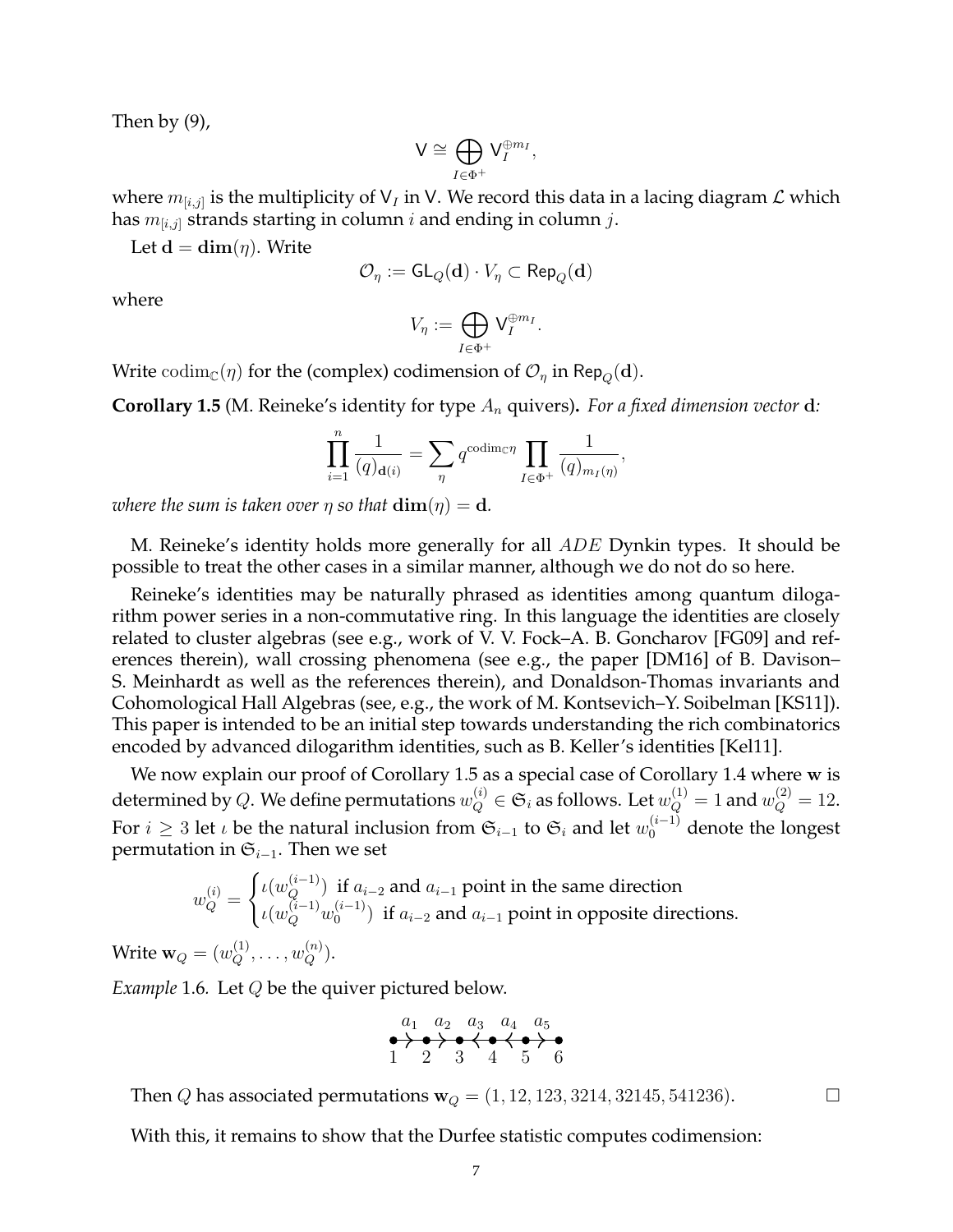Then by (9),

$$\mathsf{V} \cong \bigoplus_{I \in \Phi^+} \mathsf{V}_I^{\oplus m_I},$$

where $m_{[i,j]}$ is the multiplicity of $\mathsf{V}_I$ in $\mathsf{V}$. We record this data in a lacing diagram $\mathcal{L}$ which has $m_{[i,j]}$ strands starting in column $i$ and ending in column $j$.

Let $\mathbf{d} = \mathbf{dim}(\eta)$. Write

$$\mathcal{O}_\eta := \mathsf{GL}_Q(\mathbf{d}) \cdot V_\eta \subset \mathsf{Rep}_Q(\mathbf{d})$$

where

$$V_\eta := \bigoplus_{I \in \Phi^+} \mathsf{V}_I^{\oplus m_I}.$$

Write $\mathrm{codim}_{\mathbb{C}}(\eta)$ for the (complex) codimension of $\mathcal{O}_\eta$ in $\mathsf{Rep}_Q(\mathbf{d})$.

**Corollary 1.5** (M. Reineke's identity for type $A_n$ quivers)**.** *For a fixed dimension vector* $\mathbf{d}$*:*

$$\prod_{i=1}^{n} \frac{1}{(q)_{\mathbf{d}(i)}} = \sum_{\eta} q^{\mathrm{codim}_{\mathbb{C}} \eta} \prod_{I \in \Phi^+} \frac{1}{(q)_{m_I(\eta)}},$$

*where the sum is taken over* $\eta$ *so that* $\mathbf{dim}(\eta) = \mathbf{d}$*.*

M. Reineke's identity holds more generally for all $ADE$ Dynkin types. It should be possible to treat the other cases in a similar manner, although we do not do so here.

Reineke's identities may be naturally phrased as identities among quantum dilogarithm power series in a non-commutative ring. In this language the identities are closely related to cluster algebras (see e.g., work of V. V. Fock–A. B. Goncharov [FG09] and references therein), wall crossing phenomena (see e.g., the paper [DM16] of B. Davison–S. Meinhardt as well as the references therein), and Donaldson-Thomas invariants and Cohomological Hall Algebras (see, e.g., the work of M. Kontsevich–Y. Soibelman [KS11]). This paper is intended to be an initial step towards understanding the rich combinatorics encoded by advanced dilogarithm identities, such as B. Keller's identities [Kel11].

We now explain our proof of Corollary 1.5 as a special case of Corollary 1.4 where $\mathbf{w}$ is determined by $Q$. We define permutations $w_Q^{(i)} \in \mathfrak{S}_i$ as follows. Let $w_Q^{(1)} = 1$ and $w_Q^{(2)} = 12$. For $i \geq 3$ let $\iota$ be the natural inclusion from $\mathfrak{S}_{i-1}$ to $\mathfrak{S}_i$ and let $w_0^{(i-1)}$ denote the longest permutation in $\mathfrak{S}_{i-1}$. Then we set

$$w_Q^{(i)} = \begin{cases} \iota(w_Q^{(i-1)}) & \text{if } a_{i-2} \text{ and } a_{i-1} \text{ point in the same direction} \\ \iota(w_Q^{(i-1)} w_0^{(i-1)}) & \text{if } a_{i-2} \text{ and } a_{i-1} \text{ point in opposite directions.} \end{cases}$$

Write $\mathbf{w}_Q = (w_Q^{(1)}, \ldots, w_Q^{(n)})$.

*Example* 1.6. Let $Q$ be the quiver pictured below.

$$\overset{a_1}{\bullet \rightarrow} \overset{a_2}{\bullet \rightarrow} \overset{a_3}{\bullet \leftarrow} \overset{a_4}{\bullet \leftarrow} \overset{a_5}{\bullet \rightarrow} \bullet$$
$$1 \quad 2 \quad 3 \quad 4 \quad 5 \quad 6$$

Then $Q$ has associated permutations $\mathbf{w}_Q = (1, 12, 123, 3214, 32145, 541236)$. □

With this, it remains to show that the Durfee statistic computes codimension: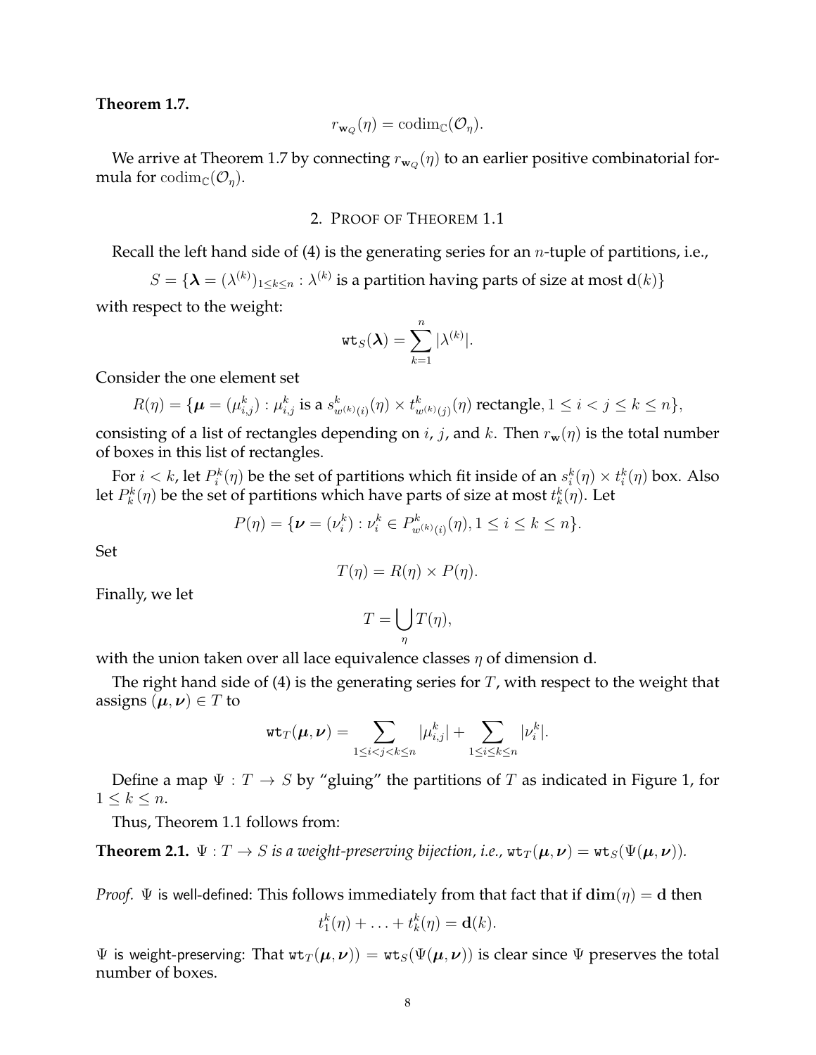**Theorem 1.7.**

$$r_{\mathbf{w}_Q}(\eta) = \operatorname{codim}_{\mathbb{C}}(\mathcal{O}_\eta).$$

We arrive at Theorem 1.7 by connecting $r_{\mathbf{w}_Q}(\eta)$ to an earlier positive combinatorial formula for $\operatorname{codim}_{\mathbb{C}}(\mathcal{O}_\eta)$.

## 2. Proof of Theorem 1.1

Recall the left hand side of (4) is the generating series for an $n$-tuple of partitions, i.e.,

$$S = \{\boldsymbol{\lambda} = (\lambda^{(k)})_{1\leq k\leq n} : \lambda^{(k)} \text{ is a partition having parts of size at most } \mathbf{d}(k)\}$$

with respect to the weight:

$$\mathtt{wt}_S(\boldsymbol{\lambda}) = \sum_{k=1}^{n} |\lambda^{(k)}|.$$

Consider the one element set

$$R(\eta) = \{\boldsymbol{\mu} = (\mu_{i,j}^k) : \mu_{i,j}^k \text{ is a } s^k_{w^{(k)}(i)}(\eta) \times t^k_{w^{(k)}(j)}(\eta) \text{ rectangle}, 1 \leq i < j \leq k \leq n\},$$

consisting of a list of rectangles depending on $i$, $j$, and $k$. Then $r_{\mathbf{w}}(\eta)$ is the total number of boxes in this list of rectangles.

For $i < k$, let $P_i^k(\eta)$ be the set of partitions which fit inside of an $s_i^k(\eta) \times t_i^k(\eta)$ box. Also let $P_k^k(\eta)$ be the set of partitions which have parts of size at most $t_k^k(\eta)$. Let

$$P(\eta) = \{\boldsymbol{\nu} = (\nu_i^k) : \nu_i^k \in P^k_{w^{(k)}(i)}(\eta), 1 \leq i \leq k \leq n\}.$$

Set

$$T(\eta) = R(\eta) \times P(\eta).$$

Finally, we let

$$T = \bigcup_{\eta} T(\eta),$$

with the union taken over all lace equivalence classes $\eta$ of dimension $\mathbf{d}$.

The right hand side of (4) is the generating series for $T$, with respect to the weight that assigns $(\boldsymbol{\mu}, \boldsymbol{\nu}) \in T$ to

$$\mathtt{wt}_T(\boldsymbol{\mu}, \boldsymbol{\nu}) = \sum_{1\leq i<j<k\leq n} |\mu_{i,j}^k| + \sum_{1\leq i\leq k\leq n} |\nu_i^k|.$$

Define a map $\Psi : T \to S$ by "gluing" the partitions of $T$ as indicated in Figure 1, for $1 \leq k \leq n$.

Thus, Theorem 1.1 follows from:

**Theorem 2.1.** *$\Psi : T \to S$ is a weight-preserving bijection, i.e., $\mathtt{wt}_T(\boldsymbol{\mu}, \boldsymbol{\nu}) = \mathtt{wt}_S(\Psi(\boldsymbol{\mu}, \boldsymbol{\nu}))$.*

*Proof.* $\Psi$ is well-defined: This follows immediately from that fact that if $\mathbf{dim}(\eta) = \mathbf{d}$ then

$$t_1^k(\eta) + \ldots + t_k^k(\eta) = \mathbf{d}(k).$$

$\Psi$ is weight-preserving: That $\mathtt{wt}_T(\boldsymbol{\mu}, \boldsymbol{\nu})) = \mathtt{wt}_S(\Psi(\boldsymbol{\mu}, \boldsymbol{\nu}))$ is clear since $\Psi$ preserves the total number of boxes.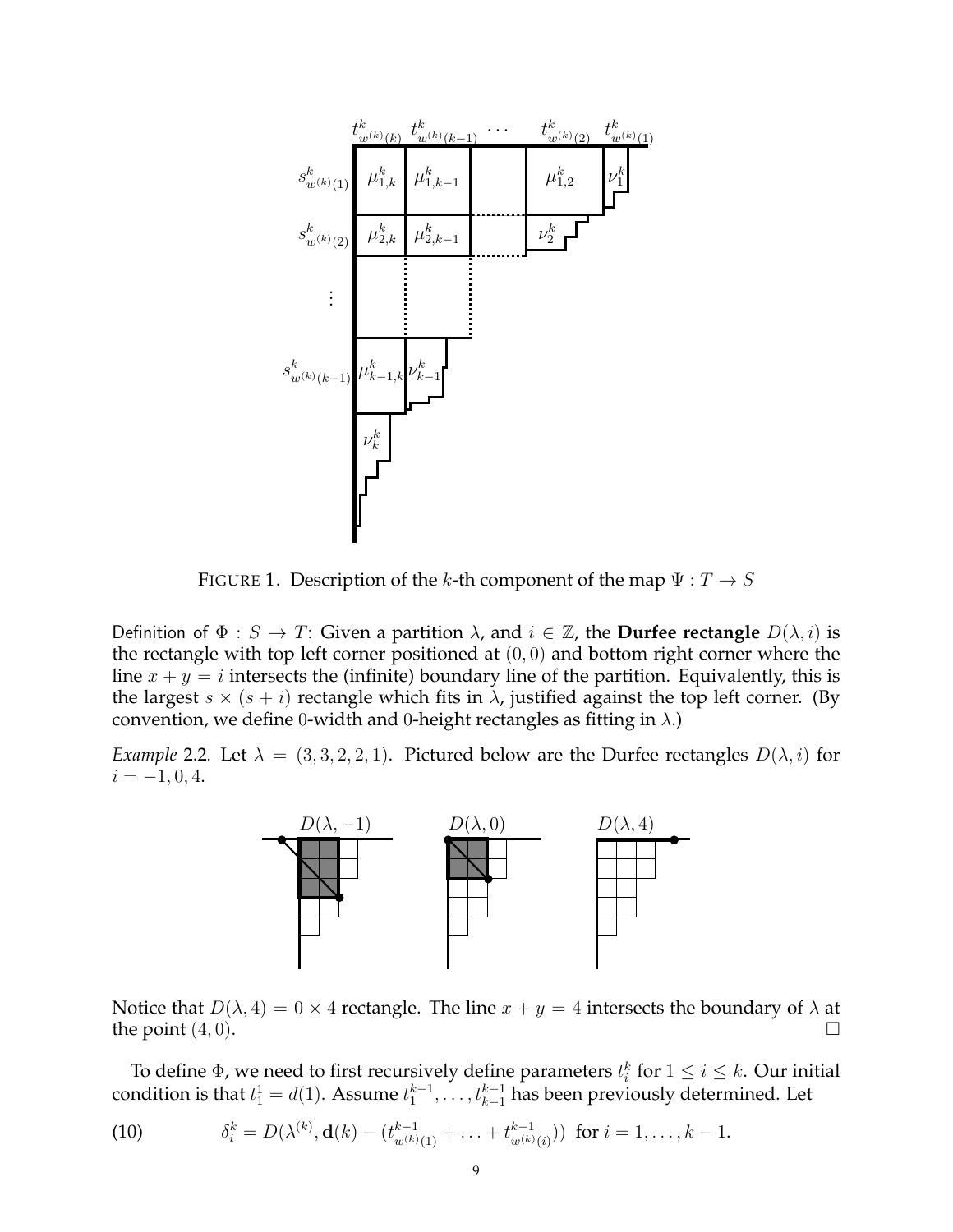FIGURE 1. Description of the $k$-th component of the map $\Psi : T \to S$

Definition of $\Phi : S \to T$: Given a partition $\lambda$, and $i \in \mathbb{Z}$, the **Durfee rectangle** $D(\lambda, i)$ is the rectangle with top left corner positioned at $(0,0)$ and bottom right corner where the line $x + y = i$ intersects the (infinite) boundary line of the partition. Equivalently, this is the largest $s \times (s+i)$ rectangle which fits in $\lambda$, justified against the top left corner. (By convention, we define 0-width and 0-height rectangles as fitting in $\lambda$.)

*Example* 2.2. Let $\lambda = (3,3,2,2,1)$. Pictured below are the Durfee rectangles $D(\lambda, i)$ for $i = -1, 0, 4$.

Notice that $D(\lambda, 4) = 0 \times 4$ rectangle. The line $x + y = 4$ intersects the boundary of $\lambda$ at the point $(4, 0)$. □

To define $\Phi$, we need to first recursively define parameters $t_i^k$ for $1 \leq i \leq k$. Our initial condition is that $t_1^1 = d(1)$. Assume $t_1^{k-1}, \ldots, t_{k-1}^{k-1}$ has been previously determined. Let

$$\delta_i^k = D(\lambda^{(k)}, \mathbf{d}(k) - (t_{w^{(k)}(1)}^{k-1} + \ldots + t_{w^{(k)}(i)}^{k-1})) \text{ for } i = 1, \ldots, k-1. \tag{10}$$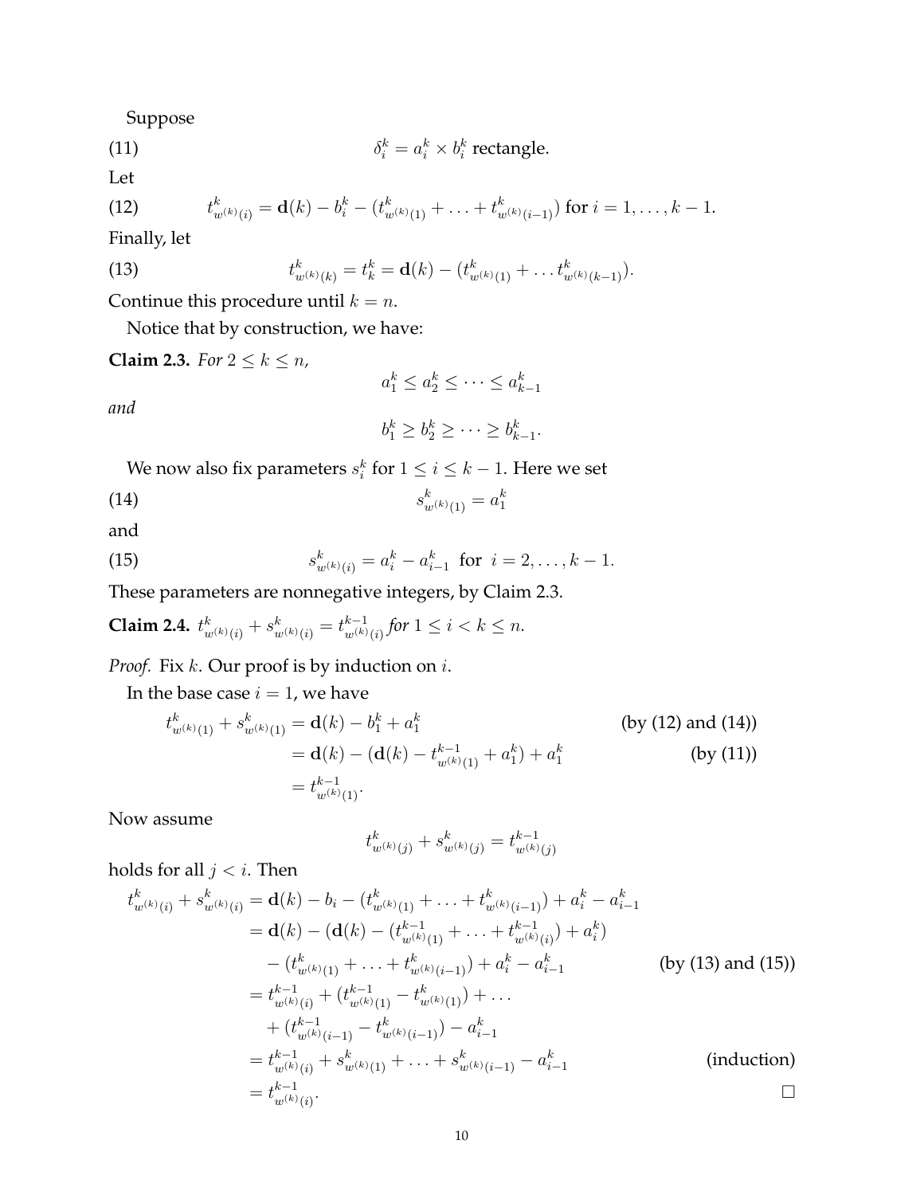Suppose

$$\delta_i^k = a_i^k \times b_i^k \text{ rectangle.} \tag{11}$$

Let

$$t^k_{w^{(k)}(i)} = \mathbf{d}(k) - b_i^k - (t^k_{w^{(k)}(1)} + \ldots + t^k_{w^{(k)}(i-1)}) \text{ for } i = 1, \ldots, k-1. \tag{12}$$

Finally, let

$$t^k_{w^{(k)}(k)} = t^k_k = \mathbf{d}(k) - (t^k_{w^{(k)}(1)} + \ldots t^k_{w^{(k)}(k-1)}). \tag{13}$$

Continue this procedure until $k = n$.

Notice that by construction, we have:

**Claim 2.3.** *For $2 \leq k \leq n$,*

$$a_1^k \leq a_2^k \leq \cdots \leq a_{k-1}^k$$

*and*

$$b_1^k \geq b_2^k \geq \cdots \geq b_{k-1}^k.$$

We now also fix parameters $s_i^k$ for $1 \leq i \leq k-1$. Here we set

$$s^k_{w^{(k)}(1)} = a_1^k \tag{14}$$

and

$$s^k_{w^{(k)}(i)} = a_i^k - a_{i-1}^k \ \text{ for } \ i = 2, \ldots, k-1. \tag{15}$$

These parameters are nonnegative integers, by Claim 2.3.

**Claim 2.4.** $t^k_{w^{(k)}(i)} + s^k_{w^{(k)}(i)} = t^{k-1}_{w^{(k)}(i)}$ *for $1 \leq i < k \leq n$.*

*Proof.* Fix $k$. Our proof is by induction on $i$.

In the base case $i = 1$, we have

$$\begin{aligned}
t^k_{w^{(k)}(1)} + s^k_{w^{(k)}(1)} &= \mathbf{d}(k) - b_1^k + a_1^k && \text{(by (12) and (14))} \\
&= \mathbf{d}(k) - (\mathbf{d}(k) - t^{k-1}_{w^{(k)}(1)} + a_1^k) + a_1^k && \text{(by (11))} \\
&= t^{k-1}_{w^{(k)}(1)}.
\end{aligned}$$

Now assume

$$t^k_{w^{(k)}(j)} + s^k_{w^{(k)}(j)} = t^{k-1}_{w^{(k)}(j)}$$

holds for all $j < i$. Then

$$\begin{aligned}
t^k_{w^{(k)}(i)} + s^k_{w^{(k)}(i)} &= \mathbf{d}(k) - b_i - (t^k_{w^{(k)}(1)} + \ldots + t^k_{w^{(k)}(i-1)}) + a_i^k - a_{i-1}^k \\
&= \mathbf{d}(k) - (\mathbf{d}(k) - (t^{k-1}_{w^{(k)}(1)} + \ldots + t^{k-1}_{w^{(k)}(i)}) + a_i^k) \\
&\quad - (t^k_{w^{(k)}(1)} + \ldots + t^k_{w^{(k)}(i-1)}) + a_i^k - a_{i-1}^k && \text{(by (13) and (15))} \\
&= t^{k-1}_{w^{(k)}(i)} + (t^{k-1}_{w^{(k)}(1)} - t^k_{w^{(k)}(1)}) + \ldots \\
&\quad + (t^{k-1}_{w^{(k)}(i-1)} - t^k_{w^{(k)}(i-1)}) - a_{i-1}^k \\
&= t^{k-1}_{w^{(k)}(i)} + s^k_{w^{(k)}(1)} + \ldots + s^k_{w^{(k)}(i-1)} - a_{i-1}^k && \text{(induction)} \\
&= t^{k-1}_{w^{(k)}(i)}.
\end{aligned}$$

$\square$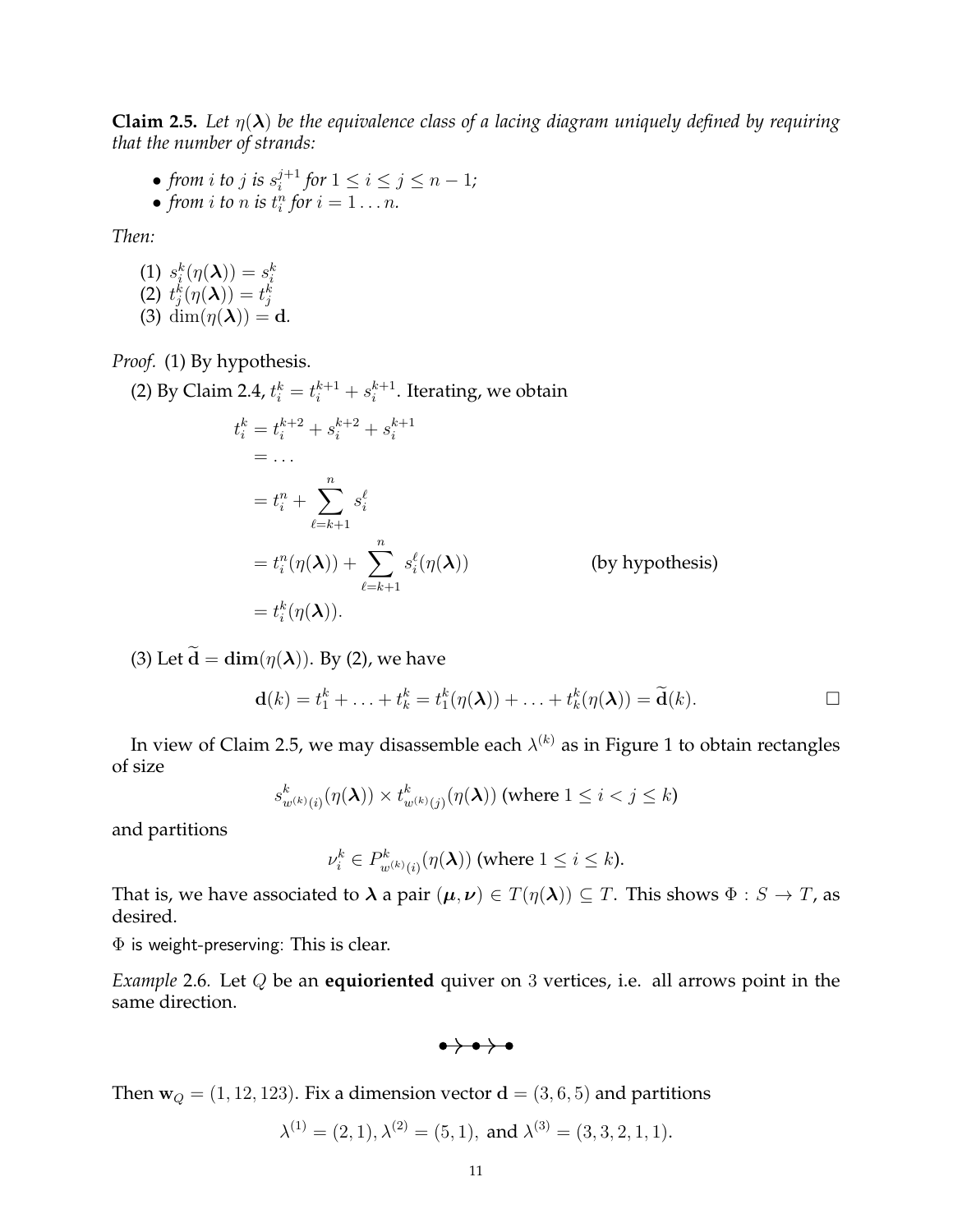**Claim 2.5.** *Let $\eta(\boldsymbol{\lambda})$ be the equivalence class of a lacing diagram uniquely defined by requiring that the number of strands:*

- *from $i$ to $j$ is $s_i^{j+1}$ for $1 \leq i \leq j \leq n-1$;*
- *from $i$ to $n$ is $t_i^n$ for $i = 1 \ldots n$.*

*Then:*

(1) $s_i^k(\eta(\boldsymbol{\lambda})) = s_i^k$
(2) $t_j^k(\eta(\boldsymbol{\lambda})) = t_j^k$
(3) $\dim(\eta(\boldsymbol{\lambda})) = \mathbf{d}$.

*Proof.* (1) By hypothesis.

(2) By Claim 2.4, $t_i^k = t_i^{k+1} + s_i^{k+1}$. Iterating, we obtain

$$
\begin{aligned}
t_i^k &= t_i^{k+2} + s_i^{k+2} + s_i^{k+1} \\
&= \ldots \\
&= t_i^n + \sum_{\ell=k+1}^{n} s_i^{\ell} \\
&= t_i^n(\eta(\boldsymbol{\lambda})) + \sum_{\ell=k+1}^{n} s_i^{\ell}(\eta(\boldsymbol{\lambda})) \qquad \text{(by hypothesis)} \\
&= t_i^k(\eta(\boldsymbol{\lambda})).
\end{aligned}
$$

(3) Let $\widetilde{\mathbf{d}} = \mathbf{dim}(\eta(\boldsymbol{\lambda}))$. By (2), we have

$$\mathbf{d}(k) = t_1^k + \ldots + t_k^k = t_1^k(\eta(\boldsymbol{\lambda})) + \ldots + t_k^k(\eta(\boldsymbol{\lambda})) = \widetilde{\mathbf{d}}(k). \qquad \square$$

In view of Claim 2.5, we may disassemble each $\lambda^{(k)}$ as in Figure 1 to obtain rectangles of size

$$s^k_{w^{(k)}(i)}(\eta(\boldsymbol{\lambda})) \times t^k_{w^{(k)}(j)}(\eta(\boldsymbol{\lambda})) \text{ (where } 1 \leq i < j \leq k\text{)}$$

and partitions

$$\nu_i^k \in P^k_{w^{(k)}(i)}(\eta(\boldsymbol{\lambda})) \text{ (where } 1 \leq i \leq k\text{)}.$$

That is, we have associated to $\boldsymbol{\lambda}$ a pair $(\boldsymbol{\mu}, \boldsymbol{\nu}) \in T(\eta(\boldsymbol{\lambda})) \subseteq T$. This shows $\Phi : S \to T$, as desired.

$\Phi$ is weight-preserving: This is clear.

*Example* 2.6. Let $Q$ be an **equioriented** quiver on 3 vertices, i.e. all arrows point in the same direction.

$$\bullet \rightarrow \bullet \rightarrow \bullet$$

Then $\mathbf{w}_Q = (1, 12, 123)$. Fix a dimension vector $\mathbf{d} = (3, 6, 5)$ and partitions

$$\lambda^{(1)} = (2, 1), \lambda^{(2)} = (5, 1), \text{ and } \lambda^{(3)} = (3, 3, 2, 1, 1).$$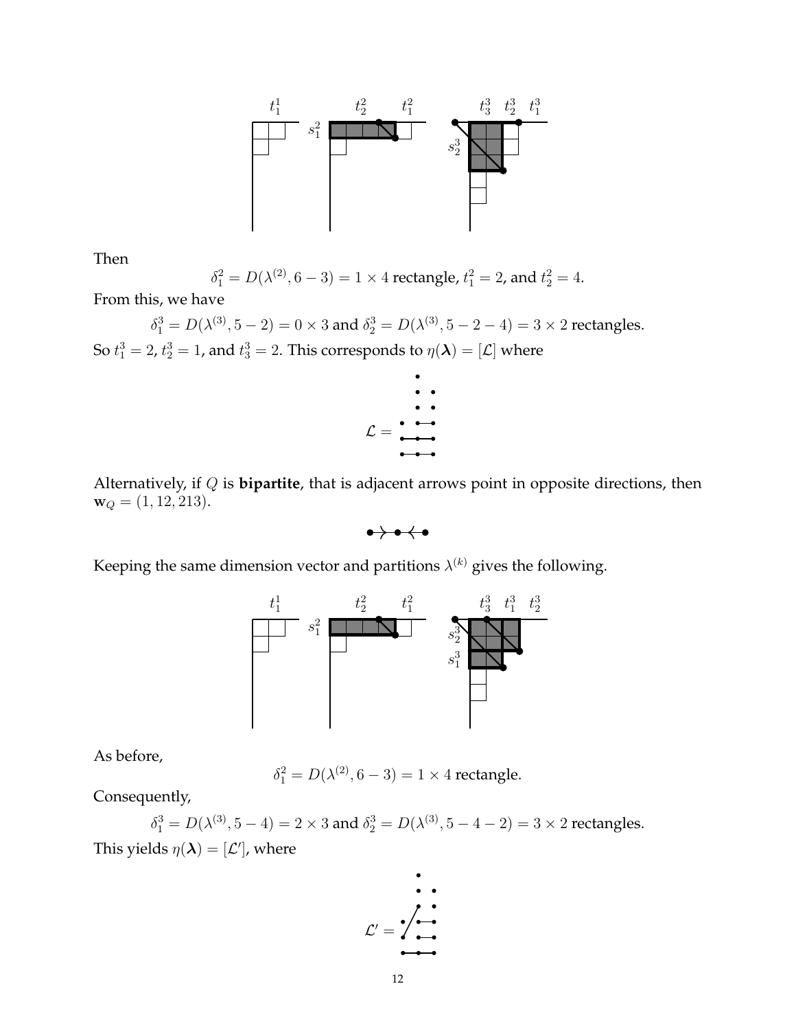Then

$$\delta_1^2 = D(\lambda^{(2)}, 6-3) = 1 \times 4 \text{ rectangle, } t_1^2 = 2, \text{ and } t_2^2 = 4.$$

From this, we have

$$\delta_1^3 = D(\lambda^{(3)}, 5-2) = 0 \times 3 \text{ and } \delta_2^3 = D(\lambda^{(3)}, 5-2-4) = 3 \times 2 \text{ rectangles.}$$

So $t_1^3 = 2$, $t_2^3 = 1$, and $t_3^3 = 2$. This corresponds to $\eta(\boldsymbol{\lambda}) = [\mathcal{L}]$ where

$$\mathcal{L} =$$

Alternatively, if $Q$ is **bipartite**, that is adjacent arrows point in opposite directions, then $\mathbf{w}_Q = (1, 12, 213)$.

Keeping the same dimension vector and partitions $\lambda^{(k)}$ gives the following.

As before,

$$\delta_1^2 = D(\lambda^{(2)}, 6-3) = 1 \times 4 \text{ rectangle.}$$

Consequently,

$$\delta_1^3 = D(\lambda^{(3)}, 5-4) = 2 \times 3 \text{ and } \delta_2^3 = D(\lambda^{(3)}, 5-4-2) = 3 \times 2 \text{ rectangles.}$$

This yields $\eta(\boldsymbol{\lambda}) = [\mathcal{L}']$, where

$$\mathcal{L}' =$$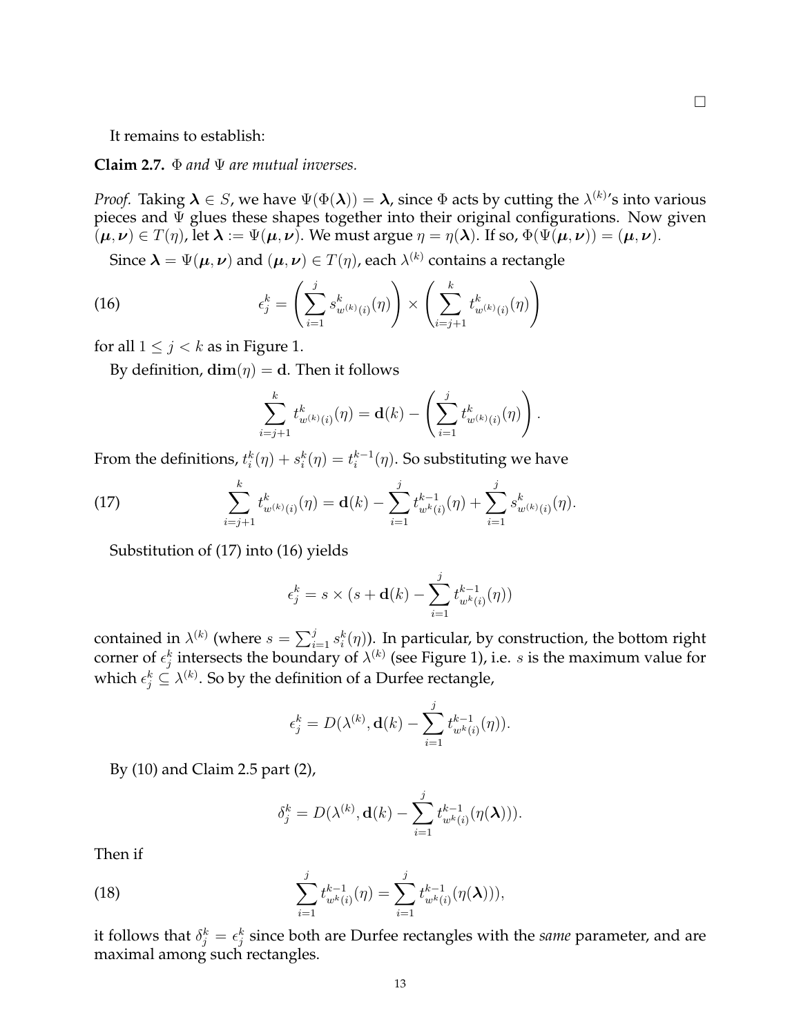□

It remains to establish:

**Claim 2.7.** *$\Phi$ and $\Psi$ are mutual inverses.*

*Proof.* Taking $\boldsymbol{\lambda} \in S$, we have $\Psi(\Phi(\boldsymbol{\lambda})) = \boldsymbol{\lambda}$, since $\Phi$ acts by cutting the $\lambda^{(k)}$'s into various pieces and $\Psi$ glues these shapes together into their original configurations. Now given $(\boldsymbol{\mu}, \boldsymbol{\nu}) \in T(\eta)$, let $\boldsymbol{\lambda} := \Psi(\boldsymbol{\mu}, \boldsymbol{\nu})$. We must argue $\eta = \eta(\boldsymbol{\lambda})$. If so, $\Phi(\Psi(\boldsymbol{\mu}, \boldsymbol{\nu})) = (\boldsymbol{\mu}, \boldsymbol{\nu})$.

Since $\boldsymbol{\lambda} = \Psi(\boldsymbol{\mu}, \boldsymbol{\nu})$ and $(\boldsymbol{\mu}, \boldsymbol{\nu}) \in T(\eta)$, each $\lambda^{(k)}$ contains a rectangle

$$\epsilon_j^k = \left( \sum_{i=1}^{j} s^k_{w^{(k)}(i)}(\eta) \right) \times \left( \sum_{i=j+1}^{k} t^k_{w^{(k)}(i)}(\eta) \right) \tag{16}$$

for all $1 \leq j < k$ as in Figure 1.

By definition, $\mathbf{dim}(\eta) = \mathbf{d}$. Then it follows

$$\sum_{i=j+1}^{k} t^k_{w^{(k)}(i)}(\eta) = \mathbf{d}(k) - \left( \sum_{i=1}^{j} t^k_{w^{(k)}(i)}(\eta) \right).$$

From the definitions, $t^k_i(\eta) + s^k_i(\eta) = t^{k-1}_i(\eta)$. So substituting we have

$$\sum_{i=j+1}^{k} t^k_{w^{(k)}(i)}(\eta) = \mathbf{d}(k) - \sum_{i=1}^{j} t^{k-1}_{w^k(i)}(\eta) + \sum_{i=1}^{j} s^k_{w^{(k)}(i)}(\eta). \tag{17}$$

Substitution of (17) into (16) yields

$$\epsilon_j^k = s \times (s + \mathbf{d}(k) - \sum_{i=1}^{j} t^{k-1}_{w^k(i)}(\eta))$$

contained in $\lambda^{(k)}$ (where $s = \sum_{i=1}^{j} s^k_i(\eta)$). In particular, by construction, the bottom right corner of $\epsilon_j^k$ intersects the boundary of $\lambda^{(k)}$ (see Figure 1), i.e. $s$ is the maximum value for which $\epsilon_j^k \subseteq \lambda^{(k)}$. So by the definition of a Durfee rectangle,

$$\epsilon_j^k = D(\lambda^{(k)}, \mathbf{d}(k) - \sum_{i=1}^{j} t^{k-1}_{w^k(i)}(\eta)).$$

By (10) and Claim 2.5 part (2),

$$\delta_j^k = D(\lambda^{(k)}, \mathbf{d}(k) - \sum_{i=1}^{j} t^{k-1}_{w^k(i)}(\eta(\boldsymbol{\lambda}))).$$

Then if

$$\sum_{i=1}^{j} t^{k-1}_{w^k(i)}(\eta) = \sum_{i=1}^{j} t^{k-1}_{w^k(i)}(\eta(\boldsymbol{\lambda}))), \tag{18}$$

it follows that $\delta_j^k = \epsilon_j^k$ since both are Durfee rectangles with the *same* parameter, and are maximal among such rectangles.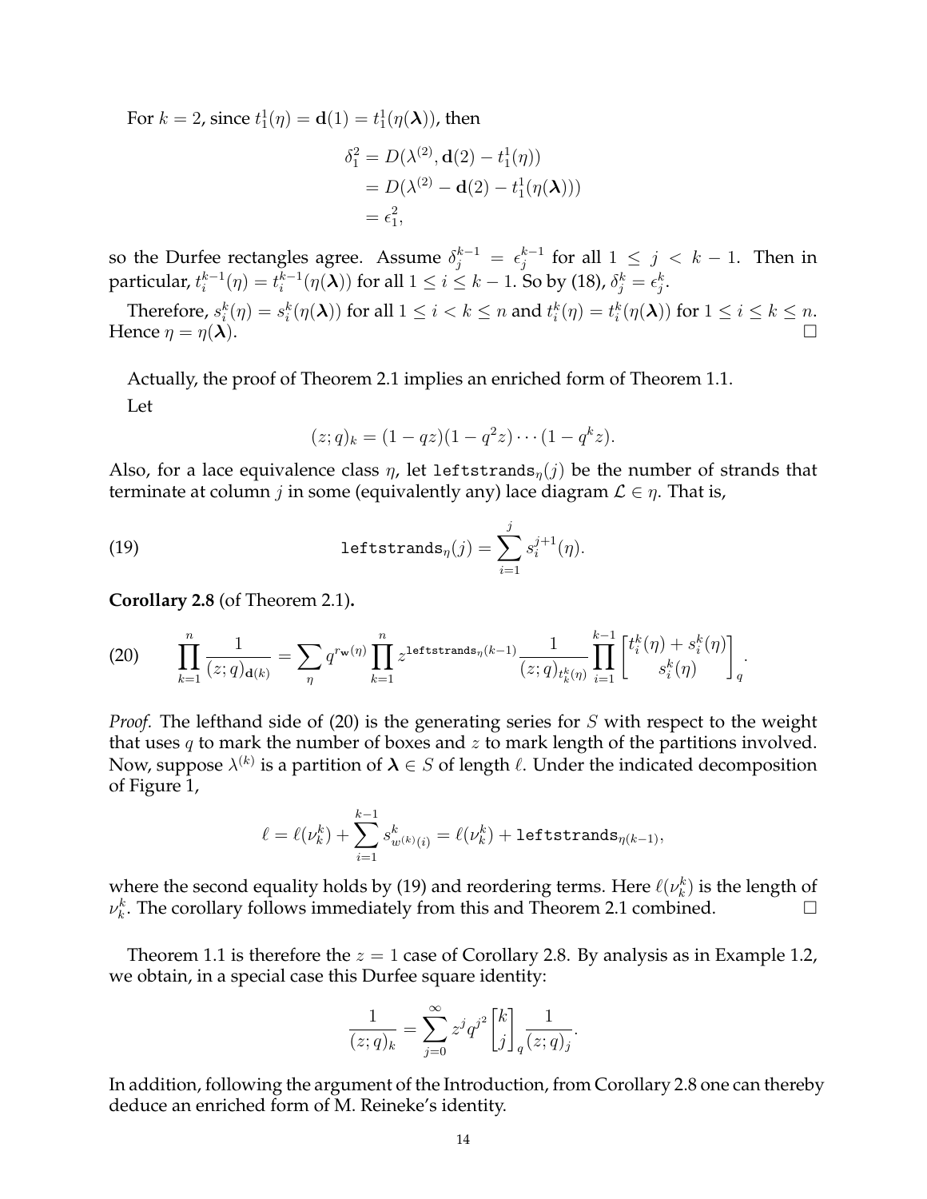For $k = 2$, since $t_1^1(\eta) = \mathbf{d}(1) = t_1^1(\eta(\boldsymbol{\lambda}))$, then

$$\begin{aligned}
\delta_1^2 &= D(\lambda^{(2)}, \mathbf{d}(2) - t_1^1(\eta)) \\
&= D(\lambda^{(2)} - \mathbf{d}(2) - t_1^1(\eta(\boldsymbol{\lambda}))) \\
&= \epsilon_1^2,
\end{aligned}$$

so the Durfee rectangles agree. Assume $\delta_j^{k-1} = \epsilon_j^{k-1}$ for all $1 \leq j < k-1$. Then in particular, $t_i^{k-1}(\eta) = t_i^{k-1}(\eta(\boldsymbol{\lambda}))$ for all $1 \leq i \leq k-1$. So by (18), $\delta_j^k = \epsilon_j^k$.

Therefore, $s_i^k(\eta) = s_i^k(\eta(\boldsymbol{\lambda}))$ for all $1 \leq i < k \leq n$ and $t_i^k(\eta) = t_i^k(\eta(\boldsymbol{\lambda}))$ for $1 \leq i \leq k \leq n$. Hence $\eta = \eta(\boldsymbol{\lambda})$. $\square$

Actually, the proof of Theorem 2.1 implies an enriched form of Theorem 1.1.

Let

$$(z;q)_k = (1-qz)(1-q^2z)\cdots(1-q^kz).$$

Also, for a lace equivalence class $\eta$, let $\texttt{leftstrands}_\eta(j)$ be the number of strands that terminate at column $j$ in some (equivalently any) lace diagram $\mathcal{L} \in \eta$. That is,

$$\texttt{leftstrands}_\eta(j) = \sum_{i=1}^{j} s_i^{j+1}(\eta). \tag{19}$$

**Corollary 2.8** (of Theorem 2.1)**.**

$$\prod_{k=1}^{n} \frac{1}{(z;q)_{\mathbf{d}(k)}} = \sum_{\eta} q^{r_{\mathbf{w}}(\eta)} \prod_{k=1}^{n} z^{\texttt{leftstrands}_\eta(k-1)} \frac{1}{(z;q)_{t_k^k(\eta)}} \prod_{i=1}^{k-1} \begin{bmatrix} t_i^k(\eta) + s_i^k(\eta) \\ s_i^k(\eta) \end{bmatrix}_q. \tag{20}$$

*Proof.* The lefthand side of (20) is the generating series for $S$ with respect to the weight that uses $q$ to mark the number of boxes and $z$ to mark length of the partitions involved. Now, suppose $\lambda^{(k)}$ is a partition of $\boldsymbol{\lambda} \in S$ of length $\ell$. Under the indicated decomposition of Figure 1,

$$\ell = \ell(\nu_k^k) + \sum_{i=1}^{k-1} s_{w^{(k)}(i)}^k = \ell(\nu_k^k) + \texttt{leftstrands}_{\eta(k-1)},$$

where the second equality holds by (19) and reordering terms. Here $\ell(\nu_k^k)$ is the length of $\nu_k^k$. The corollary follows immediately from this and Theorem 2.1 combined. $\square$

Theorem 1.1 is therefore the $z = 1$ case of Corollary 2.8. By analysis as in Example 1.2, we obtain, in a special case this Durfee square identity:

$$\frac{1}{(z;q)_k} = \sum_{j=0}^{\infty} z^j q^{j^2} \begin{bmatrix} k \\ j \end{bmatrix}_q \frac{1}{(z;q)_j}.$$

In addition, following the argument of the Introduction, from Corollary 2.8 one can thereby deduce an enriched form of M. Reineke's identity.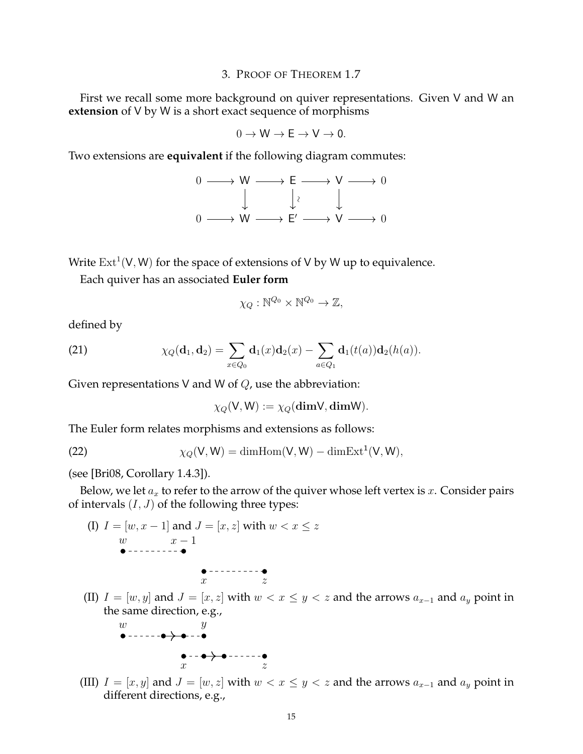## 3. Proof of Theorem 1.7

First we recall some more background on quiver representations. Given V and W an **extension** of V by W is a short exact sequence of morphisms

$$0 \to \mathsf{W} \to \mathsf{E} \to \mathsf{V} \to 0.$$

Two extensions are **equivalent** if the following diagram commutes:

$$\begin{array}{ccccccccc} 0 & \longrightarrow & \mathsf{W} & \longrightarrow & \mathsf{E} & \longrightarrow & \mathsf{V} & \longrightarrow & 0 \\ & & \downarrow & & \downarrow\wr & & \downarrow & & \\ 0 & \longrightarrow & \mathsf{W} & \longrightarrow & \mathsf{E}' & \longrightarrow & \mathsf{V} & \longrightarrow & 0 \end{array}$$

Write $\mathrm{Ext}^1(\mathsf{V},\mathsf{W})$ for the space of extensions of V by W up to equivalence.

Each quiver has an associated **Euler form**

$$\chi_Q : \mathbb{N}^{Q_0} \times \mathbb{N}^{Q_0} \to \mathbb{Z},$$

defined by

$$\chi_Q(\mathbf{d}_1, \mathbf{d}_2) = \sum_{x \in Q_0} \mathbf{d}_1(x)\mathbf{d}_2(x) - \sum_{a \in Q_1} \mathbf{d}_1(t(a))\mathbf{d}_2(h(a)). \tag{21}$$

Given representations V and W of $Q$, use the abbreviation:

$$\chi_Q(\mathsf{V},\mathsf{W}) := \chi_Q(\mathbf{dim}\mathsf{V}, \mathbf{dim}\mathsf{W}).$$

The Euler form relates morphisms and extensions as follows:

$$\chi_Q(\mathsf{V},\mathsf{W}) = \dim\mathrm{Hom}(\mathsf{V},\mathsf{W}) - \dim\mathrm{Ext}^1(\mathsf{V},\mathsf{W}), \tag{22}$$

(see [Bri08, Corollary 1.4.3]).

Below, we let $a_x$ to refer to the arrow of the quiver whose left vertex is $x$. Consider pairs of intervals $(I, J)$ of the following three types:

(I) $I = [w, x-1]$ and $J = [x, z]$ with $w < x \leq z$

(II) $I = [w, y]$ and $J = [x, z]$ with $w < x \leq y < z$ and the arrows $a_{x-1}$ and $a_y$ point in the same direction, e.g.,

(III) $I = [x, y]$ and $J = [w, z]$ with $w < x \leq y < z$ and the arrows $a_{x-1}$ and $a_y$ point in different directions, e.g.,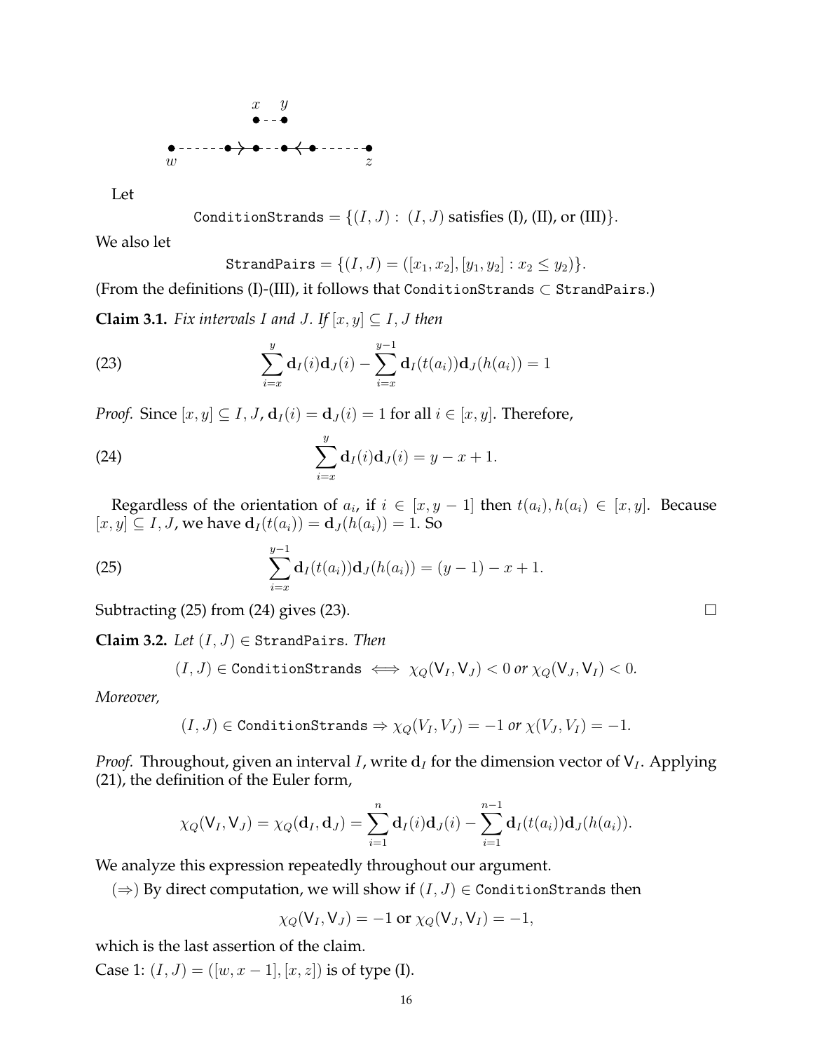Let

$$\texttt{ConditionStrands} = \{(I, J) : (I, J) \text{ satisfies (I), (II), or (III)}\}.$$

We also let

$$\texttt{StrandPairs} = \{(I, J) = ([x_1, x_2], [y_1, y_2] : x_2 \leq y_2)\}.$$

(From the definitions (I)-(III), it follows that ConditionStrands $\subset$ StrandPairs.)

**Claim 3.1.** *Fix intervals $I$ and $J$. If $[x, y] \subseteq I, J$ then*

$$\sum_{i=x}^{y} \mathbf{d}_I(i)\mathbf{d}_J(i) - \sum_{i=x}^{y-1} \mathbf{d}_I(t(a_i))\mathbf{d}_J(h(a_i)) = 1 \tag{23}$$

*Proof.* Since $[x, y] \subseteq I, J$, $\mathbf{d}_I(i) = \mathbf{d}_J(i) = 1$ for all $i \in [x, y]$. Therefore,

$$\sum_{i=x}^{y} \mathbf{d}_I(i)\mathbf{d}_J(i) = y - x + 1. \tag{24}$$

Regardless of the orientation of $a_i$, if $i \in [x, y-1]$ then $t(a_i), h(a_i) \in [x, y]$. Because $[x, y] \subseteq I, J$, we have $\mathbf{d}_I(t(a_i)) = \mathbf{d}_J(h(a_i)) = 1$. So

$$\sum_{i=x}^{y-1} \mathbf{d}_I(t(a_i))\mathbf{d}_J(h(a_i)) = (y-1) - x + 1. \tag{25}$$

Subtracting (25) from (24) gives (23). □

**Claim 3.2.** *Let $(I, J) \in$ StrandPairs. Then*

$$(I, J) \in \texttt{ConditionStrands} \iff \chi_Q(\mathsf{V}_I, \mathsf{V}_J) < 0 \text{ or } \chi_Q(\mathsf{V}_J, \mathsf{V}_I) < 0.$$

*Moreover,*

$$(I, J) \in \texttt{ConditionStrands} \Rightarrow \chi_Q(V_I, V_J) = -1 \text{ or } \chi(V_J, V_I) = -1.$$

*Proof.* Throughout, given an interval $I$, write $\mathbf{d}_I$ for the dimension vector of $\mathsf{V}_I$. Applying (21), the definition of the Euler form,

$$\chi_Q(\mathsf{V}_I, \mathsf{V}_J) = \chi_Q(\mathbf{d}_I, \mathbf{d}_J) = \sum_{i=1}^{n} \mathbf{d}_I(i)\mathbf{d}_J(i) - \sum_{i=1}^{n-1} \mathbf{d}_I(t(a_i))\mathbf{d}_J(h(a_i)).$$

We analyze this expression repeatedly throughout our argument.

($\Rightarrow$) By direct computation, we will show if $(I, J) \in$ ConditionStrands then

$$\chi_Q(\mathsf{V}_I, \mathsf{V}_J) = -1 \text{ or } \chi_Q(\mathsf{V}_J, \mathsf{V}_I) = -1,$$

which is the last assertion of the claim.

Case 1: $(I, J) = ([w, x-1], [x, z])$ is of type (I).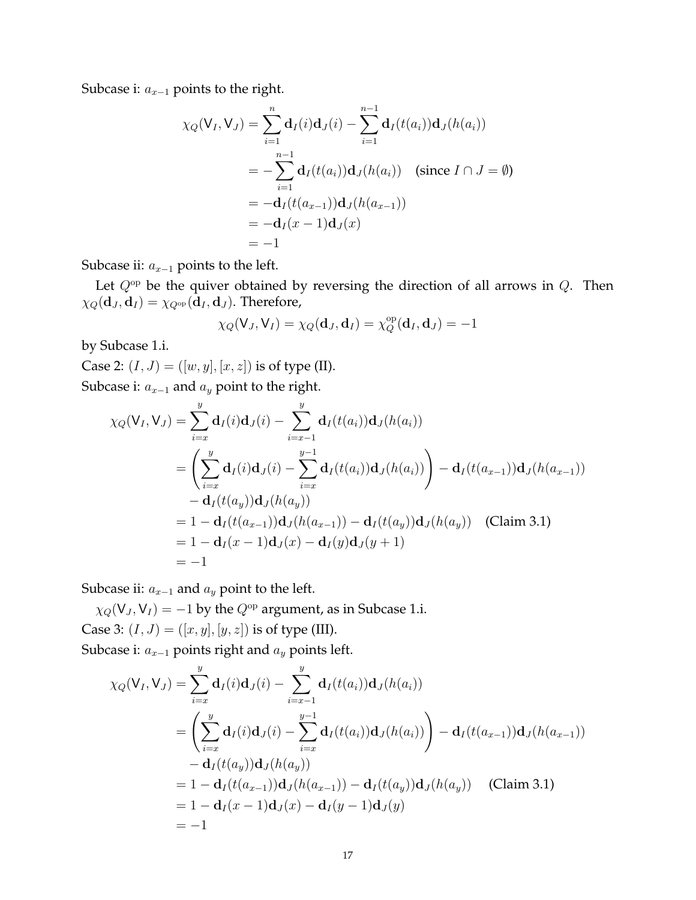Subcase i: $a_{x-1}$ points to the right.

$$
\begin{aligned}
\chi_Q(\mathsf{V}_I, \mathsf{V}_J) &= \sum_{i=1}^{n} \mathbf{d}_I(i)\mathbf{d}_J(i) - \sum_{i=1}^{n-1} \mathbf{d}_I(t(a_i))\mathbf{d}_J(h(a_i)) \\
&= -\sum_{i=1}^{n-1} \mathbf{d}_I(t(a_i))\mathbf{d}_J(h(a_i)) \quad (\text{since } I \cap J = \emptyset) \\
&= -\mathbf{d}_I(t(a_{x-1}))\mathbf{d}_J(h(a_{x-1})) \\
&= -\mathbf{d}_I(x-1)\mathbf{d}_J(x) \\
&= -1
\end{aligned}
$$

Subcase ii: $a_{x-1}$ points to the left.

Let $Q^{\text{op}}$ be the quiver obtained by reversing the direction of all arrows in $Q$. Then $\chi_Q(\mathbf{d}_J, \mathbf{d}_I) = \chi_{Q^{\text{op}}}(\mathbf{d}_I, \mathbf{d}_J)$. Therefore,

$$
\chi_Q(\mathsf{V}_J, \mathsf{V}_I) = \chi_Q(\mathbf{d}_J, \mathbf{d}_I) = \chi_Q^{\text{op}}(\mathbf{d}_I, \mathbf{d}_J) = -1
$$

by Subcase 1.i.

Case 2: $(I, J) = ([w, y], [x, z])$ is of type (II).

Subcase i: $a_{x-1}$ and $a_y$ point to the right.

$$
\begin{aligned}
\chi_Q(\mathsf{V}_I, \mathsf{V}_J) &= \sum_{i=x}^{y} \mathbf{d}_I(i)\mathbf{d}_J(i) - \sum_{i=x-1}^{y} \mathbf{d}_I(t(a_i))\mathbf{d}_J(h(a_i)) \\
&= \left( \sum_{i=x}^{y} \mathbf{d}_I(i)\mathbf{d}_J(i) - \sum_{i=x}^{y-1} \mathbf{d}_I(t(a_i))\mathbf{d}_J(h(a_i)) \right) - \mathbf{d}_I(t(a_{x-1}))\mathbf{d}_J(h(a_{x-1})) \\
&\quad - \mathbf{d}_I(t(a_y))\mathbf{d}_J(h(a_y)) \\
&= 1 - \mathbf{d}_I(t(a_{x-1}))\mathbf{d}_J(h(a_{x-1})) - \mathbf{d}_I(t(a_y))\mathbf{d}_J(h(a_y)) \quad (\text{Claim 3.1}) \\
&= 1 - \mathbf{d}_I(x-1)\mathbf{d}_J(x) - \mathbf{d}_I(y)\mathbf{d}_J(y+1) \\
&= -1
\end{aligned}
$$

Subcase ii: $a_{x-1}$ and $a_y$ point to the left.

$\chi_Q(\mathsf{V}_J, \mathsf{V}_I) = -1$ by the $Q^{\text{op}}$ argument, as in Subcase 1.i.

Case 3: $(I, J) = ([x, y], [y, z])$ is of type (III).

Subcase i: $a_{x-1}$ points right and $a_y$ points left.

$$
\begin{aligned}
\chi_Q(\mathsf{V}_I, \mathsf{V}_J) &= \sum_{i=x}^{y} \mathbf{d}_I(i)\mathbf{d}_J(i) - \sum_{i=x-1}^{y} \mathbf{d}_I(t(a_i))\mathbf{d}_J(h(a_i)) \\
&= \left( \sum_{i=x}^{y} \mathbf{d}_I(i)\mathbf{d}_J(i) - \sum_{i=x}^{y-1} \mathbf{d}_I(t(a_i))\mathbf{d}_J(h(a_i)) \right) - \mathbf{d}_I(t(a_{x-1}))\mathbf{d}_J(h(a_{x-1})) \\
&\quad - \mathbf{d}_I(t(a_y))\mathbf{d}_J(h(a_y)) \\
&= 1 - \mathbf{d}_I(t(a_{x-1}))\mathbf{d}_J(h(a_{x-1})) - \mathbf{d}_I(t(a_y))\mathbf{d}_J(h(a_y)) \quad (\text{Claim 3.1}) \\
&= 1 - \mathbf{d}_I(x-1)\mathbf{d}_J(x) - \mathbf{d}_I(y-1)\mathbf{d}_J(y) \\
&= -1
\end{aligned}
$$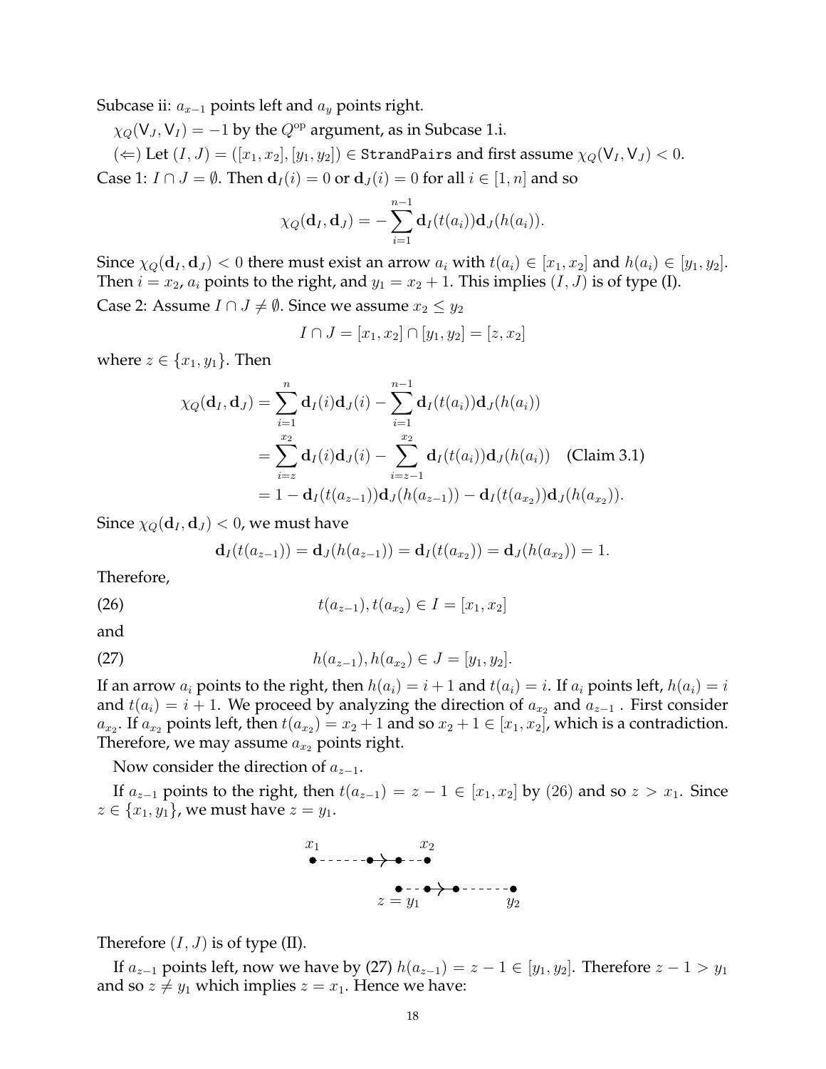Subcase ii: $a_{x-1}$ points left and $a_y$ points right.

$\chi_Q(\mathsf{V}_J, \mathsf{V}_I) = -1$ by the $Q^{\text{op}}$ argument, as in Subcase 1.i.

($\Leftarrow$) Let $(I, J) = ([x_1, x_2], [y_1, y_2]) \in \texttt{StrandPairs}$ and first assume $\chi_Q(\mathsf{V}_I, \mathsf{V}_J) < 0$.

Case 1: $I \cap J = \emptyset$. Then $\mathbf{d}_I(i) = 0$ or $\mathbf{d}_J(i) = 0$ for all $i \in [1, n]$ and so

$$\chi_Q(\mathbf{d}_I, \mathbf{d}_J) = -\sum_{i=1}^{n-1} \mathbf{d}_I(t(a_i))\mathbf{d}_J(h(a_i)).$$

Since $\chi_Q(\mathbf{d}_I, \mathbf{d}_J) < 0$ there must exist an arrow $a_i$ with $t(a_i) \in [x_1, x_2]$ and $h(a_i) \in [y_1, y_2]$. Then $i = x_2$, $a_i$ points to the right, and $y_1 = x_2 + 1$. This implies $(I, J)$ is of type (I).

Case 2: Assume $I \cap J \neq \emptyset$. Since we assume $x_2 \leq y_2$

$$I \cap J = [x_1, x_2] \cap [y_1, y_2] = [z, x_2]$$

where $z \in \{x_1, y_1\}$. Then

$$\begin{aligned}
\chi_Q(\mathbf{d}_I, \mathbf{d}_J) &= \sum_{i=1}^{n} \mathbf{d}_I(i)\mathbf{d}_J(i) - \sum_{i=1}^{n-1} \mathbf{d}_I(t(a_i))\mathbf{d}_J(h(a_i)) \\
&= \sum_{i=z}^{x_2} \mathbf{d}_I(i)\mathbf{d}_J(i) - \sum_{i=z-1}^{x_2} \mathbf{d}_I(t(a_i))\mathbf{d}_J(h(a_i)) \quad \text{(Claim 3.1)} \\
&= 1 - \mathbf{d}_I(t(a_{z-1}))\mathbf{d}_J(h(a_{z-1})) - \mathbf{d}_I(t(a_{x_2}))\mathbf{d}_J(h(a_{x_2})).
\end{aligned}$$

Since $\chi_Q(\mathbf{d}_I, \mathbf{d}_J) < 0$, we must have

$$\mathbf{d}_I(t(a_{z-1})) = \mathbf{d}_J(h(a_{z-1})) = \mathbf{d}_I(t(a_{x_2})) = \mathbf{d}_J(h(a_{x_2})) = 1.$$

Therefore,

$$t(a_{z-1}), t(a_{x_2}) \in I = [x_1, x_2] \tag{26}$$

and

$$h(a_{z-1}), h(a_{x_2}) \in J = [y_1, y_2]. \tag{27}$$

If an arrow $a_i$ points to the right, then $h(a_i) = i + 1$ and $t(a_i) = i$. If $a_i$ points left, $h(a_i) = i$ and $t(a_i) = i + 1$. We proceed by analyzing the direction of $a_{x_2}$ and $a_{z-1}$. First consider $a_{x_2}$. If $a_{x_2}$ points left, then $t(a_{x_2}) = x_2 + 1$ and so $x_2 + 1 \in [x_1, x_2]$, which is a contradiction. Therefore, we may assume $a_{x_2}$ points right.

Now consider the direction of $a_{z-1}$.

If $a_{z-1}$ points to the right, then $t(a_{z-1}) = z - 1 \in [x_1, x_2]$ by (26) and so $z > x_1$. Since $z \in \{x_1, y_1\}$, we must have $z = y_1$.

$x_1$ ●- - - - - - ●→● - - ● $x_2$

●- - ●→● - - - - - - ● 
$z = y_1$ $y_2$

Therefore $(I, J)$ is of type (II).

If $a_{z-1}$ points left, now we have by (27) $h(a_{z-1}) = z - 1 \in [y_1, y_2]$. Therefore $z - 1 > y_1$ and so $z \neq y_1$ which implies $z = x_1$. Hence we have: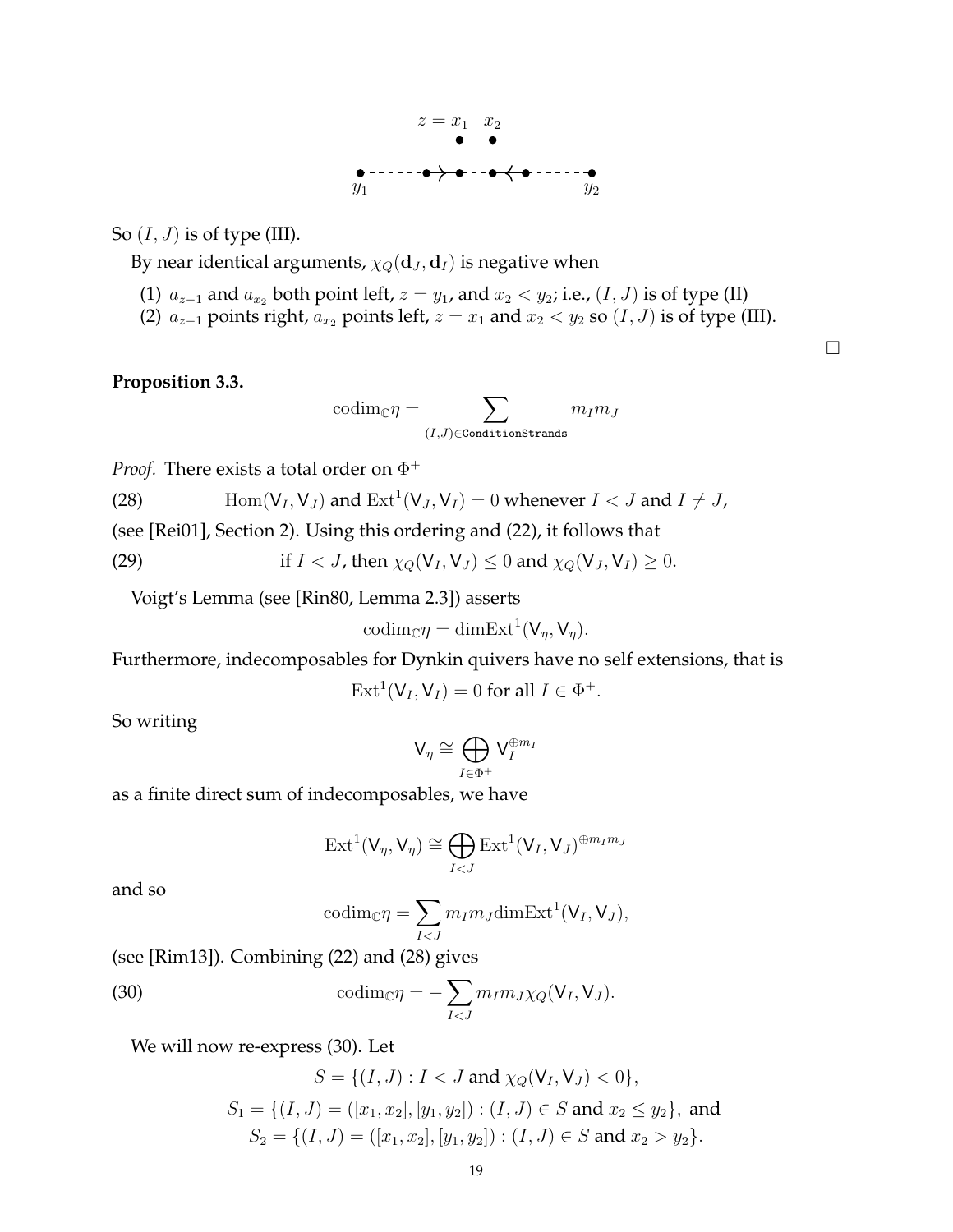$z = x_1 \quad x_2$

$y_1 \qquad\qquad\qquad\qquad y_2$

So $(I, J)$ is of type (III).

By near identical arguments, $\chi_Q(\mathbf{d}_J, \mathbf{d}_I)$ is negative when

(1) $a_{z-1}$ and $a_{x_2}$ both point left, $z = y_1$, and $x_2 < y_2$; i.e., $(I, J)$ is of type (II)
(2) $a_{z-1}$ points right, $a_{x_2}$ points left, $z = x_1$ and $x_2 < y_2$ so $(I, J)$ is of type (III).

□

**Proposition 3.3.**

$$\mathrm{codim}_{\mathbb{C}}\eta = \sum_{(I,J)\in \texttt{ConditionStrands}} m_I m_J$$

*Proof.* There exists a total order on $\Phi^+$

$$\mathrm{Hom}(\mathsf{V}_I, \mathsf{V}_J) \text{ and } \mathrm{Ext}^1(\mathsf{V}_J, \mathsf{V}_I) = 0 \text{ whenever } I < J \text{ and } I \neq J, \tag{28}$$

(see [Rei01], Section 2). Using this ordering and (22), it follows that

$$\text{if } I < J, \text{ then } \chi_Q(\mathsf{V}_I, \mathsf{V}_J) \leq 0 \text{ and } \chi_Q(\mathsf{V}_J, \mathsf{V}_I) \geq 0. \tag{29}$$

Voigt's Lemma (see [Rin80, Lemma 2.3]) asserts

$$\mathrm{codim}_{\mathbb{C}}\eta = \mathrm{dim}\mathrm{Ext}^1(\mathsf{V}_\eta, \mathsf{V}_\eta).$$

Furthermore, indecomposables for Dynkin quivers have no self extensions, that is

$$\mathrm{Ext}^1(\mathsf{V}_I, \mathsf{V}_I) = 0 \text{ for all } I \in \Phi^+.$$

So writing

$$\mathsf{V}_\eta \cong \bigoplus_{I\in\Phi^+} \mathsf{V}_I^{\oplus m_I}$$

as a finite direct sum of indecomposables, we have

$$\mathrm{Ext}^1(\mathsf{V}_\eta, \mathsf{V}_\eta) \cong \bigoplus_{I<J} \mathrm{Ext}^1(\mathsf{V}_I, \mathsf{V}_J)^{\oplus m_I m_J}$$

and so

$$\mathrm{codim}_{\mathbb{C}}\eta = \sum_{I<J} m_I m_J \mathrm{dim}\mathrm{Ext}^1(\mathsf{V}_I, \mathsf{V}_J),$$

(see [Rim13]). Combining (22) and (28) gives

$$\mathrm{codim}_{\mathbb{C}}\eta = -\sum_{I<J} m_I m_J \chi_Q(\mathsf{V}_I, \mathsf{V}_J). \tag{30}$$

We will now re-express (30). Let

$$S = \{(I, J) : I < J \text{ and } \chi_Q(\mathsf{V}_I, \mathsf{V}_J) < 0\},$$

$$S_1 = \{(I, J) = ([x_1, x_2], [y_1, y_2]) : (I, J) \in S \text{ and } x_2 \leq y_2\}, \text{ and}$$
$$S_2 = \{(I, J) = ([x_1, x_2], [y_1, y_2]) : (I, J) \in S \text{ and } x_2 > y_2\}.$$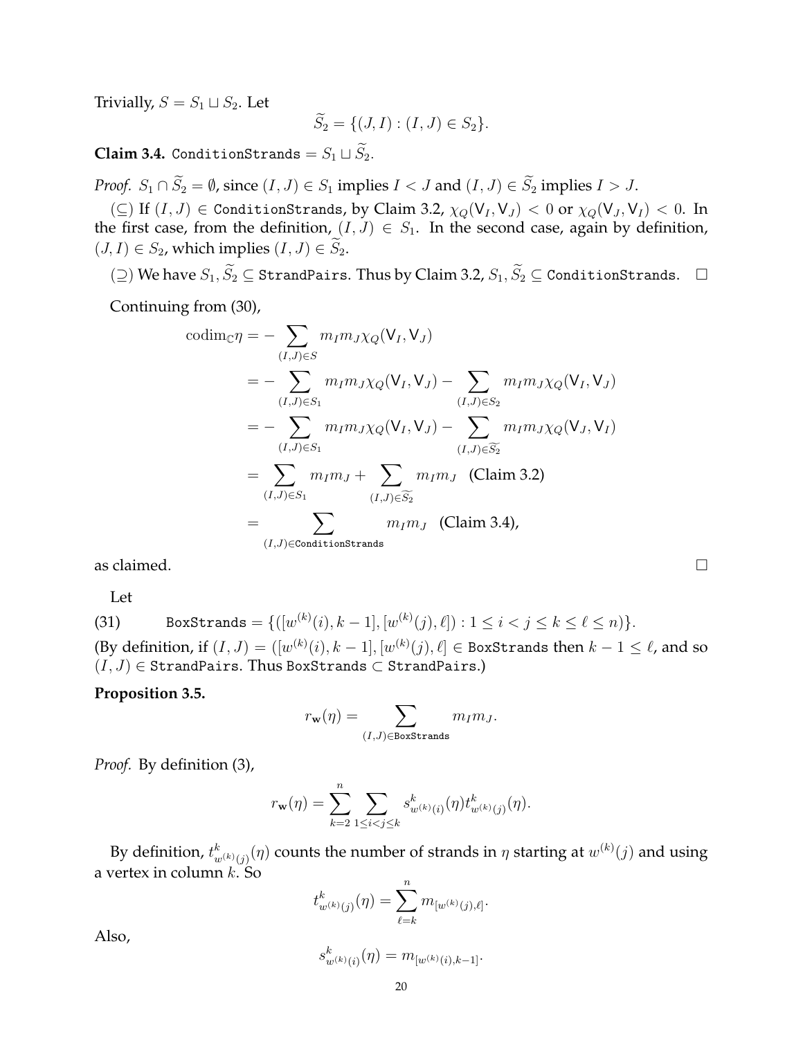Trivially, $S = S_1 \sqcup S_2$. Let

$$\widetilde{S}_2 = \{(J, I) : (I, J) \in S_2\}.$$

**Claim 3.4.** $\texttt{ConditionStrands} = S_1 \sqcup \widetilde{S}_2$.

*Proof.* $S_1 \cap \widetilde{S}_2 = \emptyset$, since $(I, J) \in S_1$ implies $I < J$ and $(I, J) \in \widetilde{S}_2$ implies $I > J$.

($\subseteq$) If $(I, J) \in \texttt{ConditionStrands}$, by Claim 3.2, $\chi_Q(\mathsf{V}_I, \mathsf{V}_J) < 0$ or $\chi_Q(\mathsf{V}_J, \mathsf{V}_I) < 0$. In the first case, from the definition, $(I, J) \in S_1$. In the second case, again by definition, $(J, I) \in S_2$, which implies $(I, J) \in \widetilde{S}_2$.

($\supseteq$) We have $S_1, \widetilde{S}_2 \subseteq \texttt{StrandPairs}$. Thus by Claim 3.2, $S_1, \widetilde{S}_2 \subseteq \texttt{ConditionStrands}$. $\square$

Continuing from (30),

$$\begin{aligned}
\mathrm{codim}_{\mathbb{C}} \eta &= - \sum_{(I,J) \in S} m_I m_J \chi_Q(\mathsf{V}_I, \mathsf{V}_J) \\
&= - \sum_{(I,J) \in S_1} m_I m_J \chi_Q(\mathsf{V}_I, \mathsf{V}_J) - \sum_{(I,J) \in S_2} m_I m_J \chi_Q(\mathsf{V}_I, \mathsf{V}_J) \\
&= - \sum_{(I,J) \in S_1} m_I m_J \chi_Q(\mathsf{V}_I, \mathsf{V}_J) - \sum_{(I,J) \in \widetilde{S}_2} m_I m_J \chi_Q(\mathsf{V}_J, \mathsf{V}_I) \\
&= \sum_{(I,J) \in S_1} m_I m_J + \sum_{(I,J) \in \widetilde{S}_2} m_I m_J \quad \text{(Claim 3.2)} \\
&= \sum_{(I,J) \in \texttt{ConditionStrands}} m_I m_J \quad \text{(Claim 3.4)},
\end{aligned}$$

as claimed. $\square$

Let

$$\texttt{BoxStrands} = \{([w^{(k)}(i), k-1], [w^{(k)}(j), \ell]) : 1 \le i < j \le k \le \ell \le n)\}. \tag{31}$$

(By definition, if $(I, J) = ([w^{(k)}(i), k-1], [w^{(k)}(j), \ell] \in \texttt{BoxStrands}$ then $k - 1 \le \ell$, and so $(I, J) \in \texttt{StrandPairs}$. Thus $\texttt{BoxStrands} \subset \texttt{StrandPairs}$.)

**Proposition 3.5.**

$$r_{\mathbf{w}}(\eta) = \sum_{(I,J) \in \texttt{BoxStrands}} m_I m_J.$$

*Proof.* By definition (3),

$$r_{\mathbf{w}}(\eta) = \sum_{k=2}^{n} \sum_{1 \le i < j \le k} s^k_{w^{(k)}(i)}(\eta) t^k_{w^{(k)}(j)}(\eta).$$

By definition, $t^k_{w^{(k)}(j)}(\eta)$ counts the number of strands in $\eta$ starting at $w^{(k)}(j)$ and using a vertex in column $k$. So

$$t^k_{w^{(k)}(j)}(\eta) = \sum_{\ell=k}^{n} m_{[w^{(k)}(j), \ell]}.$$

Also,

$$s^k_{w^{(k)}(i)}(\eta) = m_{[w^{(k)}(i), k-1]}.$$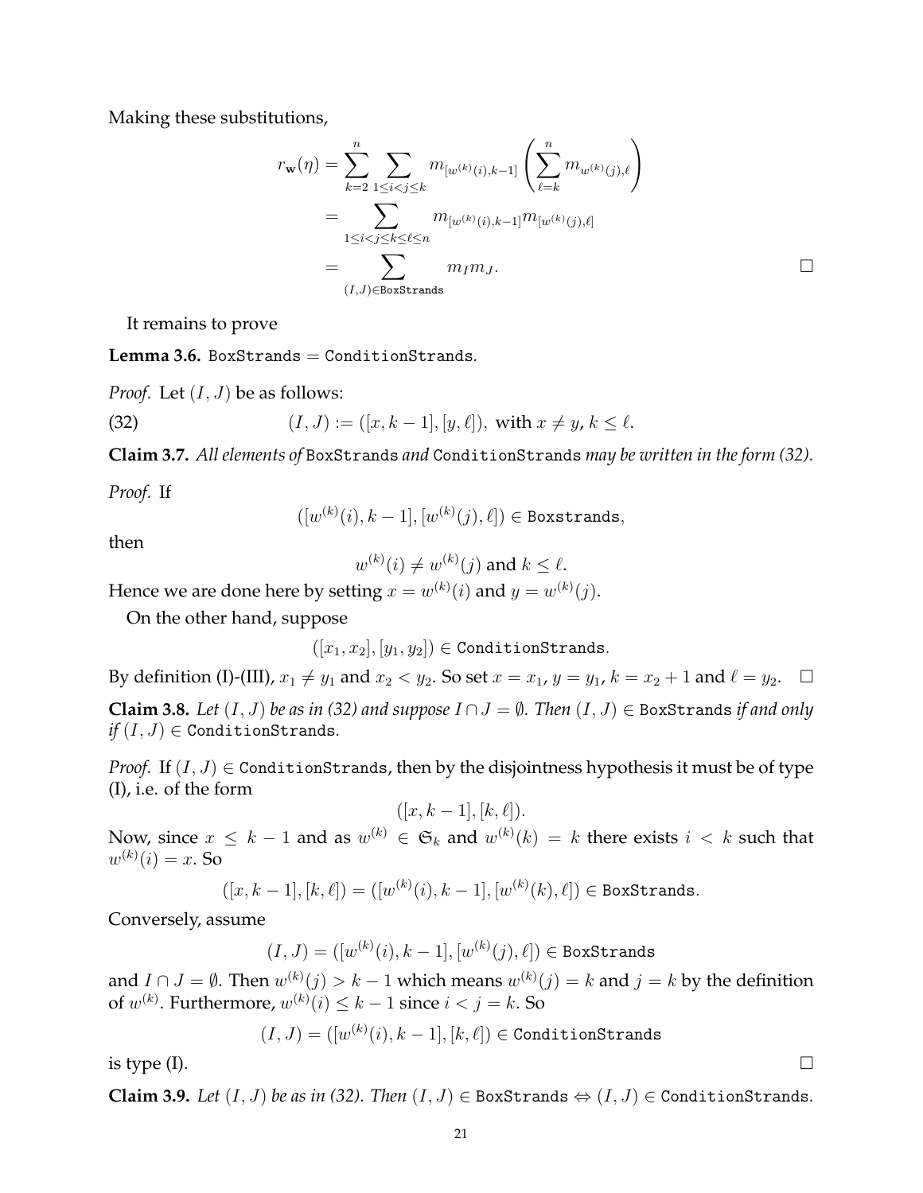Making these substitutions,

$$
\begin{aligned}
r_{\mathbf{w}}(\eta) &= \sum_{k=2}^{n} \sum_{1 \le i < j \le k} m_{[w^{(k)}(i), k-1]} \left( \sum_{\ell=k}^{n} m_{w^{(k)}(j), \ell} \right) \\
&= \sum_{1 \le i < j \le k \le \ell \le n} m_{[w^{(k)}(i), k-1]} m_{[w^{(k)}(j), \ell]} \\
&= \sum_{(I,J) \in \texttt{BoxStrands}} m_I m_J.
\end{aligned}
$$

□

It remains to prove

**Lemma 3.6.** $\texttt{BoxStrands} = \texttt{ConditionStrands}$.

*Proof.* Let $(I, J)$ be as follows:

$$
(I, J) := ([x, k-1], [y, \ell]), \text{ with } x \neq y, \, k \le \ell. \tag{32}
$$

**Claim 3.7.** *All elements of* BoxStrands *and* ConditionStrands *may be written in the form (32).*

*Proof.* If

$$
([w^{(k)}(i), k-1], [w^{(k)}(j), \ell]) \in \texttt{Boxstrands},
$$

then

$$
w^{(k)}(i) \neq w^{(k)}(j) \text{ and } k \le \ell.
$$

Hence we are done here by setting $x = w^{(k)}(i)$ and $y = w^{(k)}(j)$.

On the other hand, suppose

$$
([x_1, x_2], [y_1, y_2]) \in \texttt{ConditionStrands}.
$$

By definition (I)-(III), $x_1 \neq y_1$ and $x_2 < y_2$. So set $x = x_1$, $y = y_1$, $k = x_2 + 1$ and $\ell = y_2$. □

**Claim 3.8.** *Let $(I, J)$ be as in (32) and suppose $I \cap J = \emptyset$. Then $(I, J) \in$ BoxStrands if and only if $(I, J) \in$ ConditionStrands.*

*Proof.* If $(I, J) \in \texttt{ConditionStrands}$, then by the disjointness hypothesis it must be of type (I), i.e. of the form

$$
([x, k-1], [k, \ell]).
$$

Now, since $x \le k-1$ and as $w^{(k)} \in \mathfrak{S}_k$ and $w^{(k)}(k) = k$ there exists $i < k$ such that $w^{(k)}(i) = x$. So

$$
([x, k-1], [k, \ell]) = ([w^{(k)}(i), k-1], [w^{(k)}(k), \ell]) \in \texttt{BoxStrands}.
$$

Conversely, assume

$$
(I, J) = ([w^{(k)}(i), k-1], [w^{(k)}(j), \ell]) \in \texttt{BoxStrands}
$$

and $I \cap J = \emptyset$. Then $w^{(k)}(j) > k-1$ which means $w^{(k)}(j) = k$ and $j = k$ by the definition of $w^{(k)}$. Furthermore, $w^{(k)}(i) \le k-1$ since $i < j = k$. So

$$
(I, J) = ([w^{(k)}(i), k-1], [k, \ell]) \in \texttt{ConditionStrands}
$$

is type (I). □

**Claim 3.9.** *Let $(I, J)$ be as in (32). Then $(I, J) \in$ BoxStrands $\Leftrightarrow (I, J) \in$ ConditionStrands.*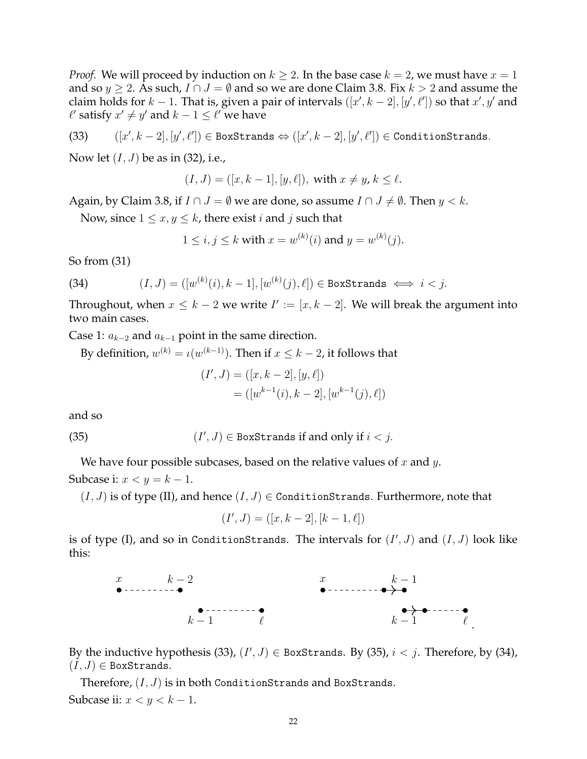*Proof.* We will proceed by induction on $k \geq 2$. In the base case $k = 2$, we must have $x = 1$ and so $y \geq 2$. As such, $I \cap J = \emptyset$ and so we are done Claim 3.8. Fix $k > 2$ and assume the claim holds for $k-1$. That is, given a pair of intervals $([x', k-2], [y', \ell'])$ so that $x', y'$ and $\ell'$ satisfy $x' \neq y'$ and $k - 1 \leq \ell'$ we have

$$([x', k-2], [y', \ell']) \in \texttt{BoxStrands} \Leftrightarrow ([x', k-2], [y', \ell']) \in \texttt{ConditionStrands}. \tag{33}$$

Now let $(I, J)$ be as in (32), i.e.,

$$(I, J) = ([x, k-1], [y, \ell]), \text{ with } x \neq y, k \leq \ell.$$

Again, by Claim 3.8, if $I \cap J = \emptyset$ we are done, so assume $I \cap J \neq \emptyset$. Then $y < k$.

Now, since $1 \leq x, y \leq k$, there exist $i$ and $j$ such that

$$1 \leq i, j \leq k \text{ with } x = w^{(k)}(i) \text{ and } y = w^{(k)}(j).$$

So from (31)

$$(I, J) = ([w^{(k)}(i), k-1], [w^{(k)}(j), \ell]) \in \texttt{BoxStrands} \iff i < j. \tag{34}$$

Throughout, when $x \leq k-2$ we write $I' := [x, k-2]$. We will break the argument into two main cases.

Case 1: $a_{k-2}$ and $a_{k-1}$ point in the same direction.

By definition, $w^{(k)} = \iota(w^{(k-1)})$. Then if $x \leq k-2$, it follows that

$$\begin{aligned}(I', J) &= ([x, k-2], [y, \ell]) \\ &= ([w^{k-1}(i), k-2], [w^{k-1}(j), \ell])\end{aligned}$$

and so

$$(I', J) \in \texttt{BoxStrands} \text{ if and only if } i < j. \tag{35}$$

We have four possible subcases, based on the relative values of $x$ and $y$.

Subcase i: $x < y = k-1$.

$(I, J)$ is of type (II), and hence $(I, J) \in \texttt{ConditionStrands}$. Furthermore, note that

$$(I', J) = ([x, k-2], [k-1, \ell])$$

is of type (I), and so in ConditionStrands. The intervals for $(I', J)$ and $(I, J)$ look like this:

$x$ ●- - - - - - - - -● $k-2$ &emsp;&emsp;&emsp; $x$ ●- - - - - - - - -●→● $k-1$

$k-1$ ●- - - - - - - - -● $\ell$ &emsp;&emsp;&emsp; $k-1$ ●→●- - - - - -● $\ell$ .

By the inductive hypothesis (33), $(I', J) \in \texttt{BoxStrands}$. By (35), $i < j$. Therefore, by (34), $(I, J) \in \texttt{BoxStrands}$.

Therefore, $(I, J)$ is in both ConditionStrands and BoxStrands.

Subcase ii: $x < y < k-1$.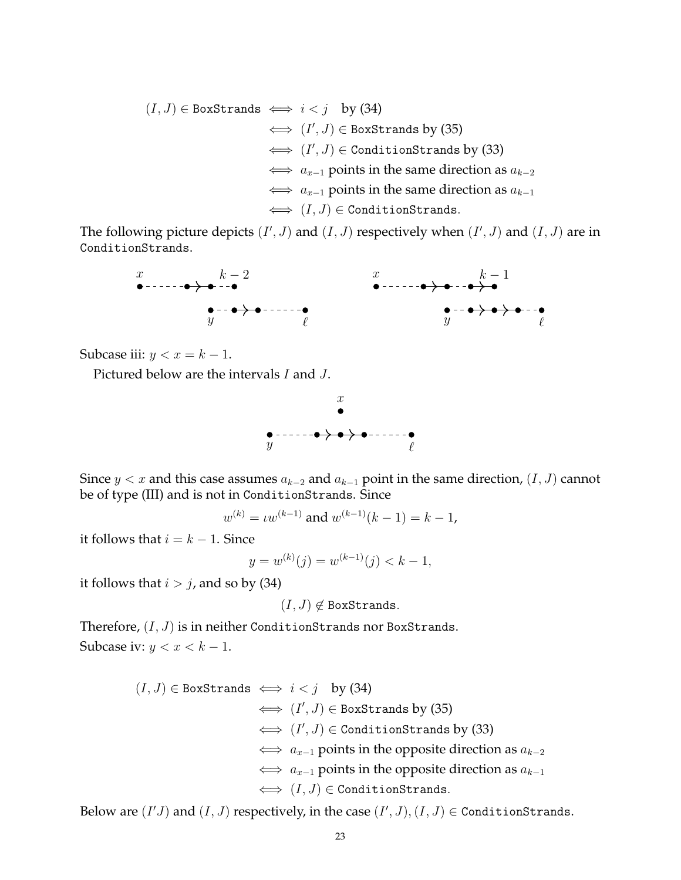$$
\begin{aligned}
(I,J) \in \texttt{BoxStrands} &\iff i<j \quad \text{by (34)} \\
&\iff (I',J) \in \texttt{BoxStrands} \text{ by (35)} \\
&\iff (I',J) \in \texttt{ConditionStrands} \text{ by (33)} \\
&\iff a_{x-1} \text{ points in the same direction as } a_{k-2} \\
&\iff a_{x-1} \text{ points in the same direction as } a_{k-1} \\
&\iff (I,J) \in \texttt{ConditionStrands}.
\end{aligned}
$$

The following picture depicts $(I',J)$ and $(I,J)$ respectively when $(I',J)$ and $(I,J)$ are in ConditionStrands.

Subcase iii: $y < x = k-1$.

Pictured below are the intervals $I$ and $J$.

Since $y < x$ and this case assumes $a_{k-2}$ and $a_{k-1}$ point in the same direction, $(I,J)$ cannot be of type (III) and is not in ConditionStrands. Since

$$w^{(k)} = \iota w^{(k-1)} \text{ and } w^{(k-1)}(k-1) = k-1,$$

it follows that $i = k-1$. Since

$$y = w^{(k)}(j) = w^{(k-1)}(j) < k-1,$$

it follows that $i > j$, and so by (34)

$$(I,J) \notin \texttt{BoxStrands}.$$

Therefore, $(I,J)$ is in neither ConditionStrands nor BoxStrands.

Subcase iv: $y < x < k-1$.

$$
\begin{aligned}
(I,J) \in \texttt{BoxStrands} &\iff i<j \quad \text{by (34)} \\
&\iff (I',J) \in \texttt{BoxStrands} \text{ by (35)} \\
&\iff (I',J) \in \texttt{ConditionStrands} \text{ by (33)} \\
&\iff a_{x-1} \text{ points in the opposite direction as } a_{k-2} \\
&\iff a_{x-1} \text{ points in the opposite direction as } a_{k-1} \\
&\iff (I,J) \in \texttt{ConditionStrands}.
\end{aligned}
$$

Below are $(I'J)$ and $(I,J)$ respectively, in the case $(I',J),(I,J) \in \texttt{ConditionStrands}$.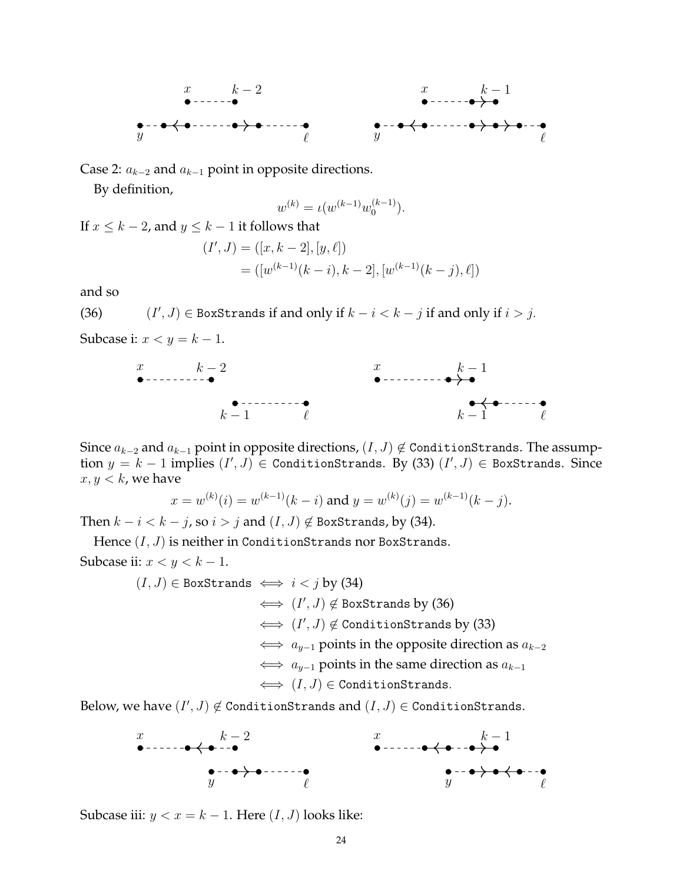Case 2: $a_{k-2}$ and $a_{k-1}$ point in opposite directions.

By definition,

$$w^{(k)} = \iota(w^{(k-1)} w_0^{(k-1)}).$$

If $x \le k-2$, and $y \le k-1$ it follows that

$$\begin{aligned}(I', J) &= ([x, k-2], [y, \ell]) \\ &= ([w^{(k-1)}(k-i), k-2], [w^{(k-1)}(k-j), \ell])\end{aligned}$$

and so

(36) $\qquad (I', J) \in$ `BoxStrands` if and only if $k - i < k - j$ if and only if $i > j$.

Subcase i: $x < y = k-1$.

Since $a_{k-2}$ and $a_{k-1}$ point in opposite directions, $(I, J) \notin$ `ConditionStrands`. The assumption $y = k-1$ implies $(I', J) \in$ `ConditionStrands`. By (33) $(I', J) \in$ `BoxStrands`. Since $x, y < k$, we have

$$x = w^{(k)}(i) = w^{(k-1)}(k-i) \text{ and } y = w^{(k)}(j) = w^{(k-1)}(k-j).$$

Then $k - i < k - j$, so $i > j$ and $(I, J) \notin$ `BoxStrands`, by (34).

Hence $(I, J)$ is neither in `ConditionStrands` nor `BoxStrands`.

Subcase ii: $x < y < k-1$.

$$\begin{aligned}(I, J) \in \texttt{BoxStrands} &\iff i < j \text{ by (34)} \\ &\iff (I', J) \notin \texttt{BoxStrands} \text{ by (36)} \\ &\iff (I', J) \notin \texttt{ConditionStrands} \text{ by (33)} \\ &\iff a_{y-1} \text{ points in the opposite direction as } a_{k-2} \\ &\iff a_{y-1} \text{ points in the same direction as } a_{k-1} \\ &\iff (I, J) \in \texttt{ConditionStrands}.\end{aligned}$$

Below, we have $(I', J) \notin$ `ConditionStrands` and $(I, J) \in$ `ConditionStrands`.

Subcase iii: $y < x = k-1$. Here $(I, J)$ looks like: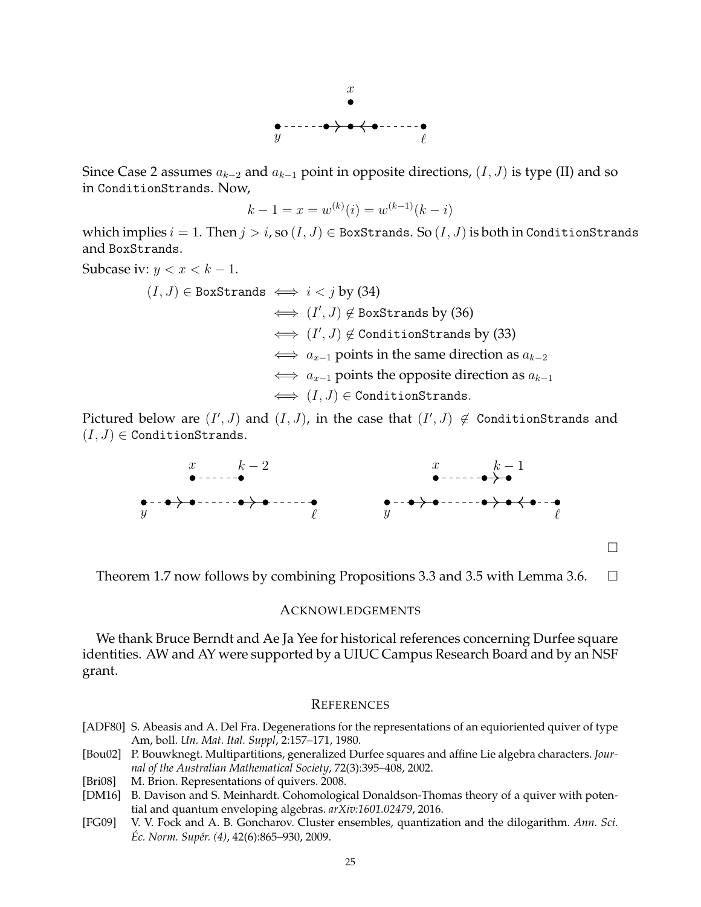Since Case 2 assumes $a_{k-2}$ and $a_{k-1}$ point in opposite directions, $(I, J)$ is type (II) and so in `ConditionStrands`. Now,

$$k - 1 = x = w^{(k)}(i) = w^{(k-1)}(k - i)$$

which implies $i = 1$. Then $j > i$, so $(I, J) \in$ `BoxStrands`. So $(I, J)$ is both in `ConditionStrands` and `BoxStrands`.

Subcase iv: $y < x < k - 1$.

$$\begin{aligned}
(I, J) \in \texttt{BoxStrands} &\iff i < j \text{ by (34)} \\
&\iff (I', J) \notin \texttt{BoxStrands} \text{ by (36)} \\
&\iff (I', J) \notin \texttt{ConditionStrands} \text{ by (33)} \\
&\iff a_{x-1} \text{ points in the same direction as } a_{k-2} \\
&\iff a_{x-1} \text{ points the opposite direction as } a_{k-1} \\
&\iff (I, J) \in \texttt{ConditionStrands}.
\end{aligned}$$

Pictured below are $(I', J)$ and $(I, J)$, in the case that $(I', J) \notin$ `ConditionStrands` and $(I, J) \in$ `ConditionStrands`.

□

Theorem 1.7 now follows by combining Propositions 3.3 and 3.5 with Lemma 3.6. □

## Acknowledgements

We thank Bruce Berndt and Ae Ja Yee for historical references concerning Durfee square identities. AW and AY were supported by a UIUC Campus Research Board and by an NSF grant.

## References

[ADF80] S. Abeasis and A. Del Fra. Degenerations for the representations of an equioriented quiver of type Am, boll. *Un. Mat. Ital. Suppl*, 2:157–171, 1980.

[Bou02] P. Bouwknegt. Multipartitions, generalized Durfee squares and affine Lie algebra characters. *Journal of the Australian Mathematical Society*, 72(3):395–408, 2002.

[Bri08] M. Brion. Representations of quivers. 2008.

[DM16] B. Davison and S. Meinhardt. Cohomological Donaldson-Thomas theory of a quiver with potential and quantum enveloping algebras. *arXiv:1601.02479*, 2016.

[FG09] V. V. Fock and A. B. Goncharov. Cluster ensembles, quantization and the dilogarithm. *Ann. Sci. Éc. Norm. Supér. (4)*, 42(6):865–930, 2009.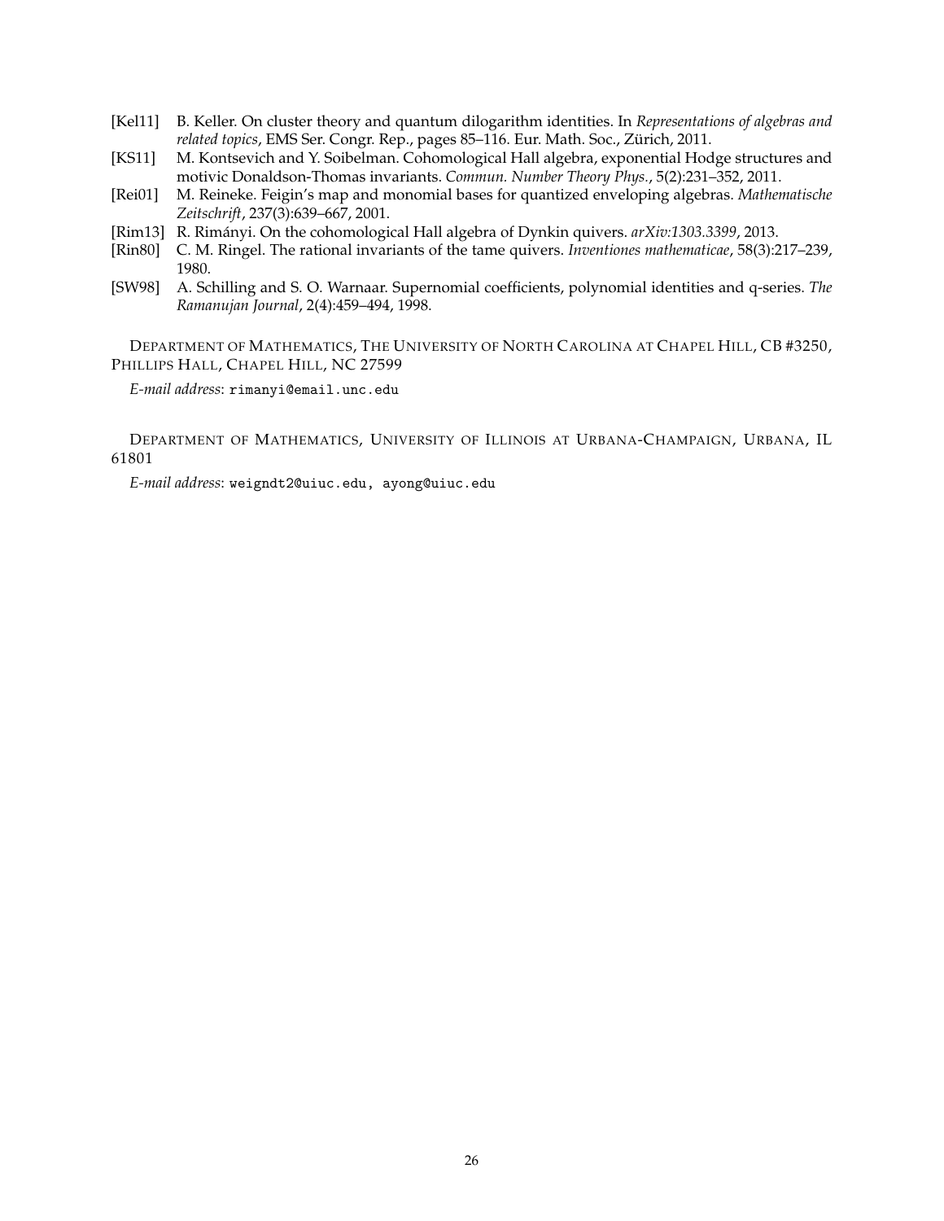- [Kel11] B. Keller. On cluster theory and quantum dilogarithm identities. In *Representations of algebras and related topics*, EMS Ser. Congr. Rep., pages 85–116. Eur. Math. Soc., Zürich, 2011.
- [KS11] M. Kontsevich and Y. Soibelman. Cohomological Hall algebra, exponential Hodge structures and motivic Donaldson-Thomas invariants. *Commun. Number Theory Phys.*, 5(2):231–352, 2011.
- [Rei01] M. Reineke. Feigin's map and monomial bases for quantized enveloping algebras. *Mathematische Zeitschrift*, 237(3):639–667, 2001.
- [Rim13] R. Rimányi. On the cohomological Hall algebra of Dynkin quivers. *arXiv:1303.3399*, 2013.
- [Rin80] C. M. Ringel. The rational invariants of the tame quivers. *Inventiones mathematicae*, 58(3):217–239, 1980.
- [SW98] A. Schilling and S. O. Warnaar. Supernomial coefficients, polynomial identities and q-series. *The Ramanujan Journal*, 2(4):459–494, 1998.

DEPARTMENT OF MATHEMATICS, THE UNIVERSITY OF NORTH CAROLINA AT CHAPEL HILL, CB #3250, PHILLIPS HALL, CHAPEL HILL, NC 27599

*E-mail address*: rimanyi@email.unc.edu

DEPARTMENT OF MATHEMATICS, UNIVERSITY OF ILLINOIS AT URBANA-CHAMPAIGN, URBANA, IL 61801

*E-mail address*: weigndt2@uiuc.edu, ayong@uiuc.edu